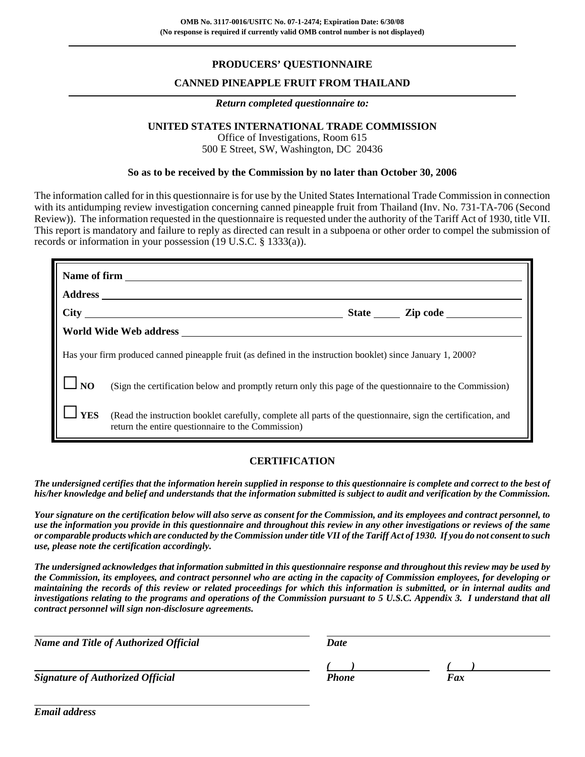**OMB No. 3117-0016/USITC No. 07-1-2474; Expiration Date: 6/30/08**
**(No response is required if currently valid OMB control number is not displayed)**

# PRODUCERS' QUESTIONNAIRE

## CANNED PINEAPPLE FRUIT FROM THAILAND

***Return completed questionnaire to:***

**UNITED STATES INTERNATIONAL TRADE COMMISSION**
Office of Investigations, Room 615
500 E Street, SW, Washington, DC 20436

**So as to be received by the Commission by no later than October 30, 2006**

The information called for in this questionnaire is for use by the United States International Trade Commission in connection with its antidumping review investigation concerning canned pineapple fruit from Thailand (Inv. No. 731-TA-706 (Second Review)). The information requested in the questionnaire is requested under the authority of the Tariff Act of 1930, title VII. This report is mandatory and failure to reply as directed can result in a subpoena or other order to compel the submission of records or information in your possession (19 U.S.C. § 1333(a)).

**Name of firm** ______________________________

**Address** ______________________________

**City** ______________________ **State** _____ **Zip code** __________

**World Wide Web address** ______________________________

Has your firm produced canned pineapple fruit (as defined in the instruction booklet) since January 1, 2000?

☐ **NO** (Sign the certification below and promptly return only this page of the questionnaire to the Commission)

☐ **YES** (Read the instruction booklet carefully, complete all parts of the questionnaire, sign the certification, and return the entire questionnaire to the Commission)

## CERTIFICATION

***The undersigned certifies that the information herein supplied in response to this questionnaire is complete and correct to the best of his/her knowledge and belief and understands that the information submitted is subject to audit and verification by the Commission.***

***Your signature on the certification below will also serve as consent for the Commission, and its employees and contract personnel, to use the information you provide in this questionnaire and throughout this review in any other investigations or reviews of the same or comparable products which are conducted by the Commission under title VII of the Tariff Act of 1930. If you do not consent to such use, please note the certification accordingly.***

***The undersigned acknowledges that information submitted in this questionnaire response and throughout this review may be used by the Commission, its employees, and contract personnel who are acting in the capacity of Commission employees, for developing or maintaining the records of this review or related proceedings for which this information is submitted, or in internal audits and investigations relating to the programs and operations of the Commission pursuant to 5 U.S.C. Appendix 3. I understand that all contract personnel will sign non-disclosure agreements.***

______________________________
***Name and Title of Authorized Official***

______________________________
***Date***

______________________________
***Signature of Authorized Official***

***(    )*** ______________
***Phone***

***(    )*** ______________
***Fax***

______________________________
***Email address***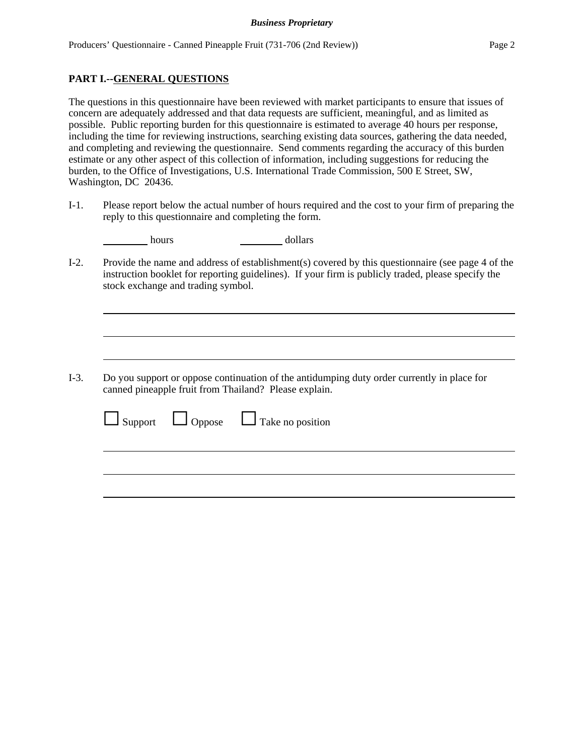## PART I.--GENERAL QUESTIONS

The questions in this questionnaire have been reviewed with market participants to ensure that issues of concern are adequately addressed and that data requests are sufficient, meaningful, and as limited as possible. Public reporting burden for this questionnaire is estimated to average 40 hours per response, including the time for reviewing instructions, searching existing data sources, gathering the data needed, and completing and reviewing the questionnaire. Send comments regarding the accuracy of this burden estimate or any other aspect of this collection of information, including suggestions for reducing the burden, to the Office of Investigations, U.S. International Trade Commission, 500 E Street, SW, Washington, DC 20436.

I-1. Please report below the actual number of hours required and the cost to your firm of preparing the reply to this questionnaire and completing the form.

________ hours ________ dollars

I-2. Provide the name and address of establishment(s) covered by this questionnaire (see page 4 of the instruction booklet for reporting guidelines). If your firm is publicly traded, please specify the stock exchange and trading symbol.

________________________________________

________________________________________

________________________________________

I-3. Do you support or oppose continuation of the antidumping duty order currently in place for canned pineapple fruit from Thailand? Please explain.

☐ Support ☐ Oppose ☐ Take no position

________________________________________

________________________________________

________________________________________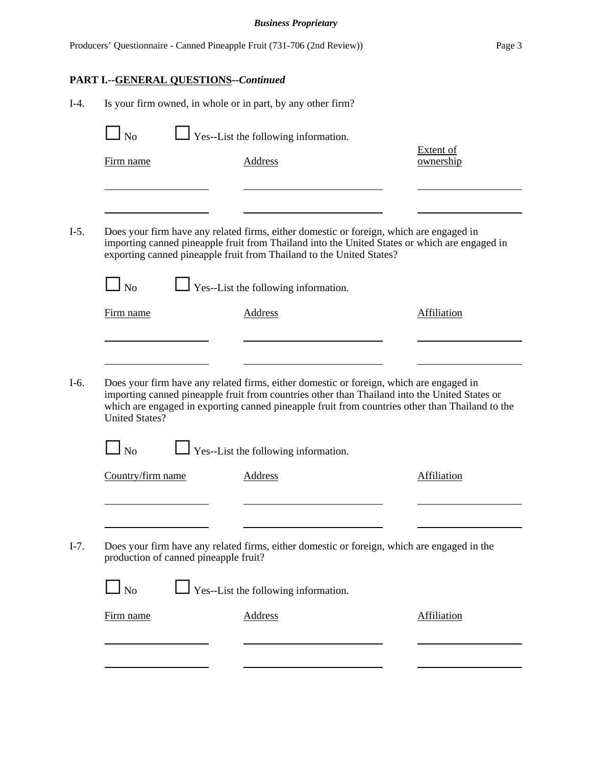## PART I.--GENERAL QUESTIONS--*Continued*

I-4. Is your firm owned, in whole or in part, by any other firm?

☐ No ☐ Yes--List the following information.

| Firm name | Address | Extent of ownership |
|---|---|---|
| | | |
| | | |

I-5. Does your firm have any related firms, either domestic or foreign, which are engaged in importing canned pineapple fruit from Thailand into the United States or which are engaged in exporting canned pineapple fruit from Thailand to the United States?

☐ No ☐ Yes--List the following information.

| Firm name | Address | Affiliation |
|---|---|---|
| | | |
| | | |

I-6. Does your firm have any related firms, either domestic or foreign, which are engaged in importing canned pineapple fruit from countries other than Thailand into the United States or which are engaged in exporting canned pineapple fruit from countries other than Thailand to the United States?

☐ No ☐ Yes--List the following information.

| Country/firm name | Address | Affiliation |
|---|---|---|
| | | |
| | | |

I-7. Does your firm have any related firms, either domestic or foreign, which are engaged in the production of canned pineapple fruit?

☐ No ☐ Yes--List the following information.

| Firm name | Address | Affiliation |
|---|---|---|
| | | |
| | | |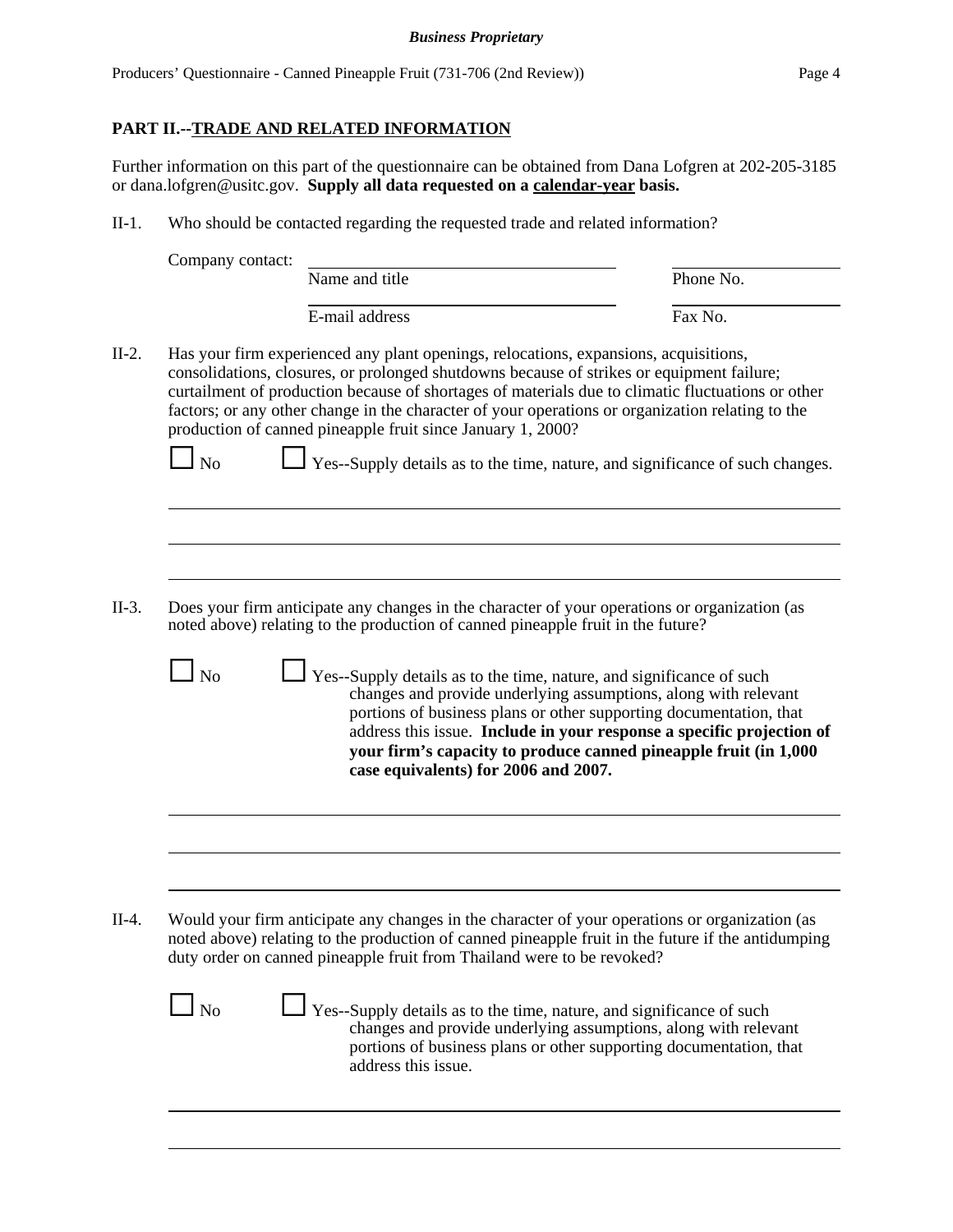## PART II.--TRADE AND RELATED INFORMATION

Further information on this part of the questionnaire can be obtained from Dana Lofgren at 202-205-3185 or dana.lofgren@usitc.gov. **Supply all data requested on a calendar-year basis.**

II-1. Who should be contacted regarding the requested trade and related information?

Company contact: ______________________________ ______________
Name and title Phone No.

______________________________ ______________
E-mail address Fax No.

II-2. Has your firm experienced any plant openings, relocations, expansions, acquisitions, consolidations, closures, or prolonged shutdowns because of strikes or equipment failure; curtailment of production because of shortages of materials due to climatic fluctuations or other factors; or any other change in the character of your operations or organization relating to the production of canned pineapple fruit since January 1, 2000?

☐ No ☐ Yes--Supply details as to the time, nature, and significance of such changes.

II-3. Does your firm anticipate any changes in the character of your operations or organization (as noted above) relating to the production of canned pineapple fruit in the future?

☐ No ☐ Yes--Supply details as to the time, nature, and significance of such changes and provide underlying assumptions, along with relevant portions of business plans or other supporting documentation, that address this issue. **Include in your response a specific projection of your firm's capacity to produce canned pineapple fruit (in 1,000 case equivalents) for 2006 and 2007.**

II-4. Would your firm anticipate any changes in the character of your operations or organization (as noted above) relating to the production of canned pineapple fruit in the future if the antidumping duty order on canned pineapple fruit from Thailand were to be revoked?

☐ No ☐ Yes--Supply details as to the time, nature, and significance of such changes and provide underlying assumptions, along with relevant portions of business plans or other supporting documentation, that address this issue.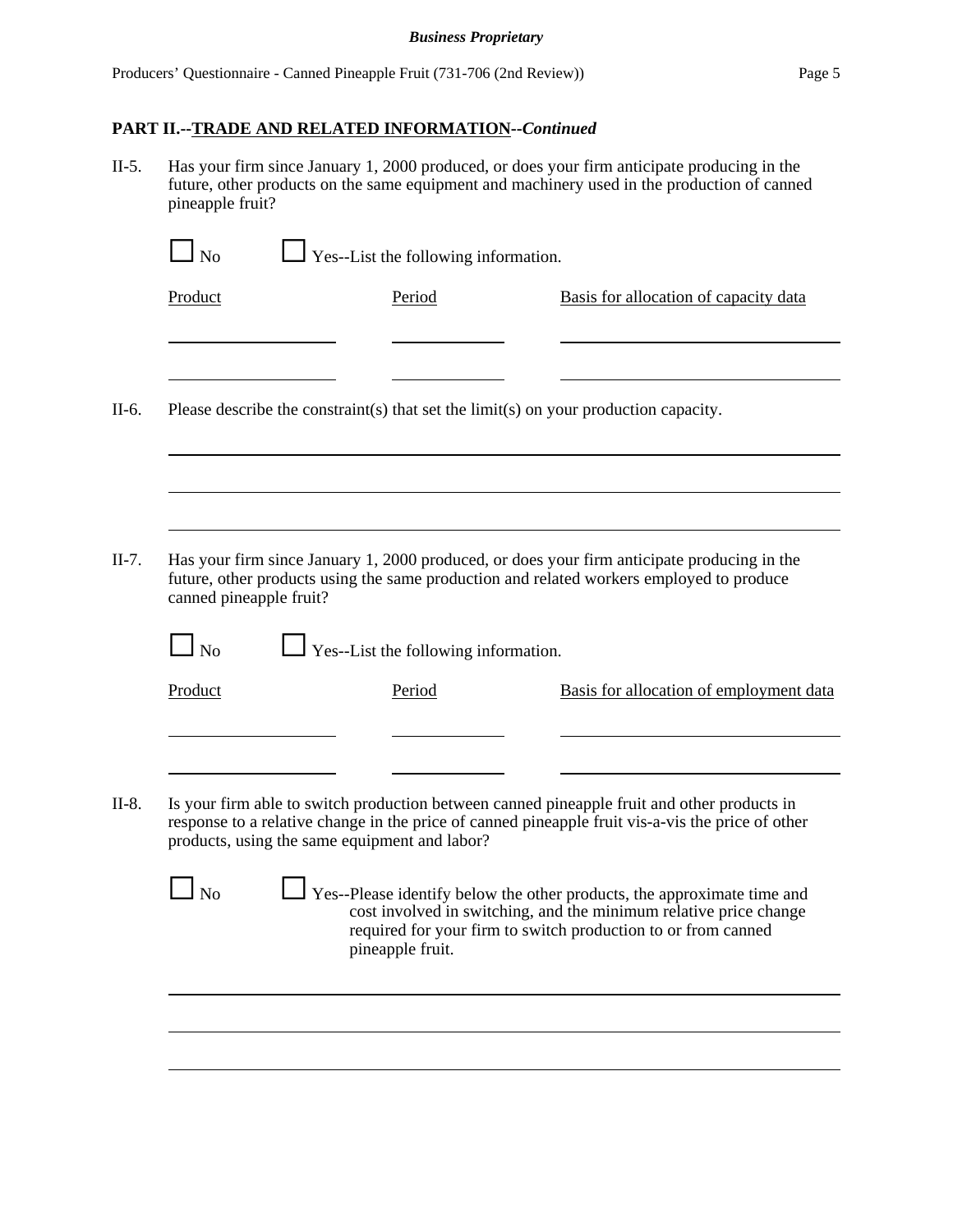## PART II.--TRADE AND RELATED INFORMATION--*Continued*

II-5. Has your firm since January 1, 2000 produced, or does your firm anticipate producing in the future, other products on the same equipment and machinery used in the production of canned pineapple fruit?

☐ No ☐ Yes--List the following information.

| Product | Period | Basis for allocation of capacity data |
| --- | --- | --- |
| | | |
| | | |

II-6. Please describe the constraint(s) that set the limit(s) on your production capacity.

______________________________________________________________________

______________________________________________________________________

______________________________________________________________________

II-7. Has your firm since January 1, 2000 produced, or does your firm anticipate producing in the future, other products using the same production and related workers employed to produce canned pineapple fruit?

☐ No ☐ Yes--List the following information.

| Product | Period | Basis for allocation of employment data |
| --- | --- | --- |
| | | |
| | | |

II-8. Is your firm able to switch production between canned pineapple fruit and other products in response to a relative change in the price of canned pineapple fruit vis-a-vis the price of other products, using the same equipment and labor?

☐ No ☐ Yes--Please identify below the other products, the approximate time and cost involved in switching, and the minimum relative price change required for your firm to switch production to or from canned pineapple fruit.

______________________________________________________________________

______________________________________________________________________

______________________________________________________________________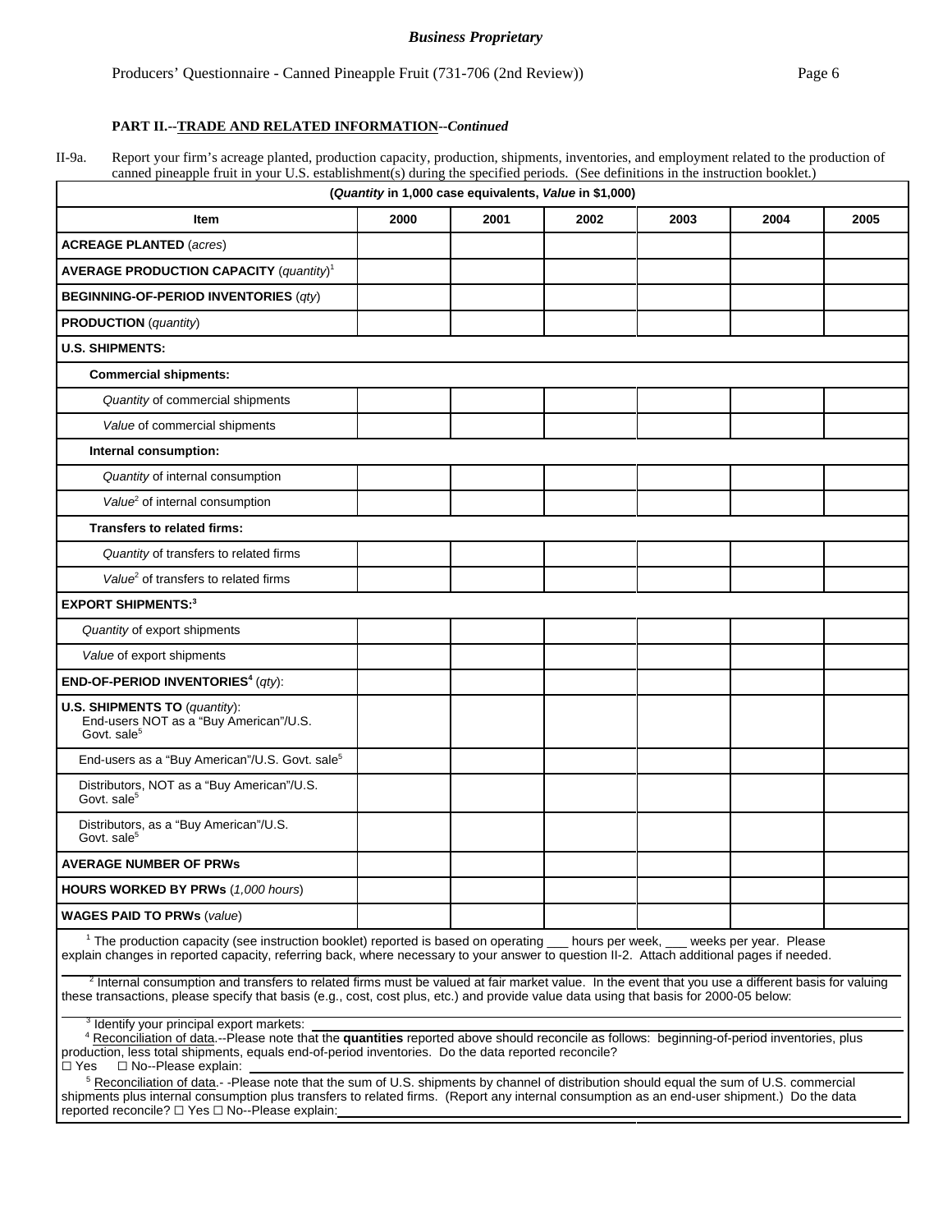*Business Proprietary*

Producers' Questionnaire - Canned Pineapple Fruit (731-706 (2nd Review))

**PART II.--TRADE AND RELATED INFORMATION--*Continued***

II-9a. Report your firm's acreage planted, production capacity, production, shipments, inventories, and employment related to the production of canned pineapple fruit in your U.S. establishment(s) during the specified periods. (See definitions in the instruction booklet.)

| (*Quantity* in 1,000 case equivalents, *Value* in $1,000) | | | | | | |
|---|---|---|---|---|---|---|
| **Item** | **2000** | **2001** | **2002** | **2003** | **2004** | **2005** |
| **ACREAGE PLANTED** (*acres*) | | | | | | |
| **AVERAGE PRODUCTION CAPACITY** (*quantity*)[1] | | | | | | |
| **BEGINNING-OF-PERIOD INVENTORIES** (*qty*) | | | | | | |
| **PRODUCTION** (*quantity*) | | | | | | |
| **U.S. SHIPMENTS:** | | | | | | |
| **Commercial shipments:** | | | | | | |
| *Quantity* of commercial shipments | | | | | | |
| *Value* of commercial shipments | | | | | | |
| **Internal consumption:** | | | | | | |
| *Quantity* of internal consumption | | | | | | |
| *Value*[2] of internal consumption | | | | | | |
| **Transfers to related firms:** | | | | | | |
| *Quantity* of transfers to related firms | | | | | | |
| *Value*[2] of transfers to related firms | | | | | | |
| **EXPORT SHIPMENTS:**[3] | | | | | | |
| *Quantity* of export shipments | | | | | | |
| *Value* of export shipments | | | | | | |
| **END-OF-PERIOD INVENTORIES**[4] (*qty*): | | | | | | |
| **U.S. SHIPMENTS TO** (*quantity*): End-users NOT as a "Buy American"/U.S. Govt. sale[5] | | | | | | |
| End-users as a "Buy American"/U.S. Govt. sale[5] | | | | | | |
| Distributors, NOT as a "Buy American"/U.S. Govt. sale[5] | | | | | | |
| Distributors, as a "Buy American"/U.S. Govt. sale[5] | | | | | | |
| **AVERAGE NUMBER OF PRWs** | | | | | | |
| **HOURS WORKED BY PRWs** (*1,000 hours*) | | | | | | |
| **WAGES PAID TO PRWs** (*value*) | | | | | | |

[1] The production capacity (see instruction booklet) reported is based on operating ___ hours per week, ___ weeks per year. Please explain changes in reported capacity, referring back, where necessary to your answer to question II-2. Attach additional pages if needed.

[2] Internal consumption and transfers to related firms must be valued at fair market value. In the event that you use a different basis for valuing these transactions, please specify that basis (e.g., cost, cost plus, etc.) and provide value data using that basis for 2000-05 below:

[3] Identify your principal export markets:

[4] Reconciliation of data.--Please note that the **quantities** reported above should reconcile as follows: beginning-of-period inventories, plus production, less total shipments, equals end-of-period inventories. Do the data reported reconcile?
☐ Yes ☐ No--Please explain:

[5] Reconciliation of data.- -Please note that the sum of U.S. shipments by channel of distribution should equal the sum of U.S. commercial shipments plus internal consumption plus transfers to related firms. (Report any internal consumption as an end-user shipment.) Do the data reported reconcile? ☐ Yes ☐ No--Please explain: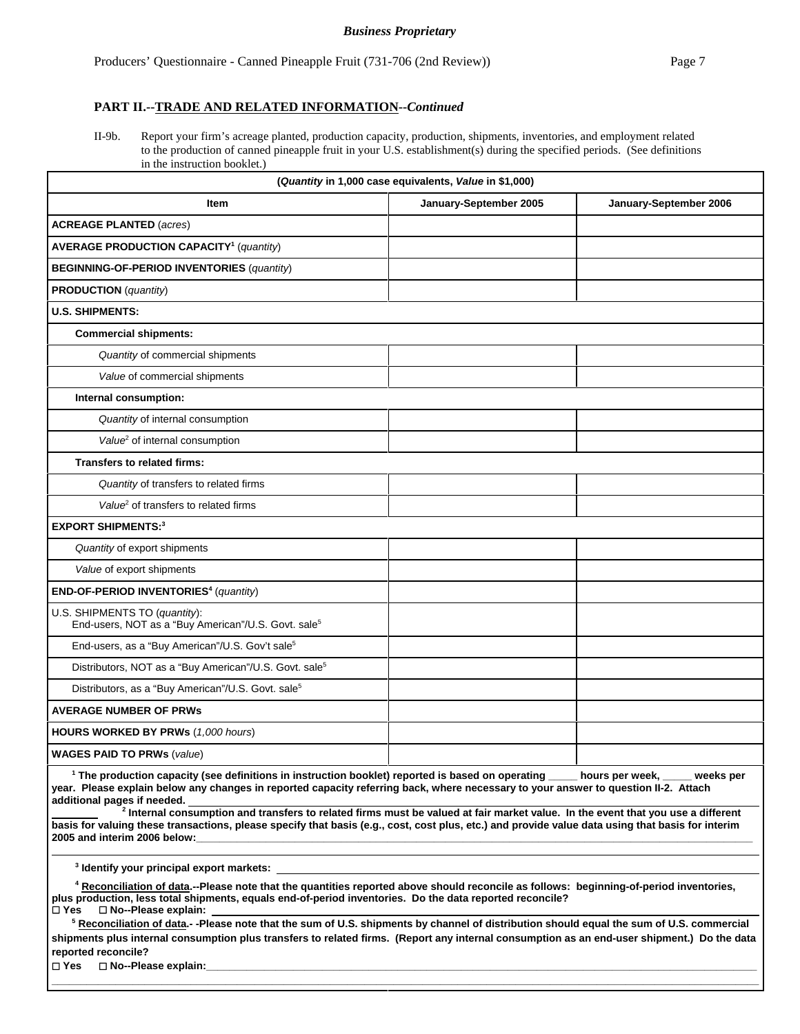*Business Proprietary*

Producers' Questionnaire - Canned Pineapple Fruit (731-706 (2nd Review))

## PART II.--TRADE AND RELATED INFORMATION--*Continued*

II-9b. Report your firm's acreage planted, production capacity, production, shipments, inventories, and employment related to the production of canned pineapple fruit in your U.S. establishment(s) during the specified periods. (See definitions in the instruction booklet.)

| (*Quantity* in 1,000 case equivalents, *Value* in $1,000) | | |
|---|---|---|
| **Item** | **January-September 2005** | **January-September 2006** |
| **ACREAGE PLANTED** (*acres*) | | |
| **AVERAGE PRODUCTION CAPACITY**[1] (*quantity*) | | |
| **BEGINNING-OF-PERIOD INVENTORIES** (*quantity*) | | |
| **PRODUCTION** (*quantity*) | | |
| **U.S. SHIPMENTS:** | | |
| **Commercial shipments:** | | |
| *Quantity* of commercial shipments | | |
| *Value* of commercial shipments | | |
| **Internal consumption:** | | |
| *Quantity* of internal consumption | | |
| *Value*[2] of internal consumption | | |
| **Transfers to related firms:** | | |
| *Quantity* of transfers to related firms | | |
| *Value*[2] of transfers to related firms | | |
| **EXPORT SHIPMENTS:**[3] | | |
| *Quantity* of export shipments | | |
| *Value* of export shipments | | |
| **END-OF-PERIOD INVENTORIES**[4] (*quantity*) | | |
| U.S. SHIPMENTS TO (*quantity*): End-users, NOT as a "Buy American"/U.S. Govt. sale[5] | | |
| End-users, as a "Buy American"/U.S. Gov't sale[5] | | |
| Distributors, NOT as a "Buy American"/U.S. Govt. sale[5] | | |
| Distributors, as a "Buy American"/U.S. Govt. sale[5] | | |
| **AVERAGE NUMBER OF PRWs** | | |
| **HOURS WORKED BY PRWs** (*1,000 hours*) | | |
| **WAGES PAID TO PRWs** (*value*) | | |

**[1] The production capacity (see definitions in instruction booklet) reported is based on operating _____ hours per week, _____ weeks per year. Please explain below any changes in reported capacity referring back, where necessary to your answer to question II-2. Attach additional pages if needed.** ______________________________

**[2] Internal consumption and transfers to related firms must be valued at fair market value. In the event that you use a different basis for valuing these transactions, please specify that basis (e.g., cost, cost plus, etc.) and provide value data using that basis for interim 2005 and interim 2006 below:**______________________________

**[3] Identify your principal export markets:** ______________________________

**[4] Reconciliation of data.--Please note that the quantities reported above should reconcile as follows: beginning-of-period inventories, plus production, less total shipments, equals end-of-period inventories. Do the data reported reconcile?**
☐ **Yes** ☐ **No--Please explain:** ______________________________

**[5] Reconciliation of data.- -Please note that the sum of U.S. shipments by channel of distribution should equal the sum of U.S. commercial shipments plus internal consumption plus transfers to related firms. (Report any internal consumption as an end-user shipment.) Do the data reported reconcile?**
☐ **Yes** ☐ **No--Please explain:**______________________________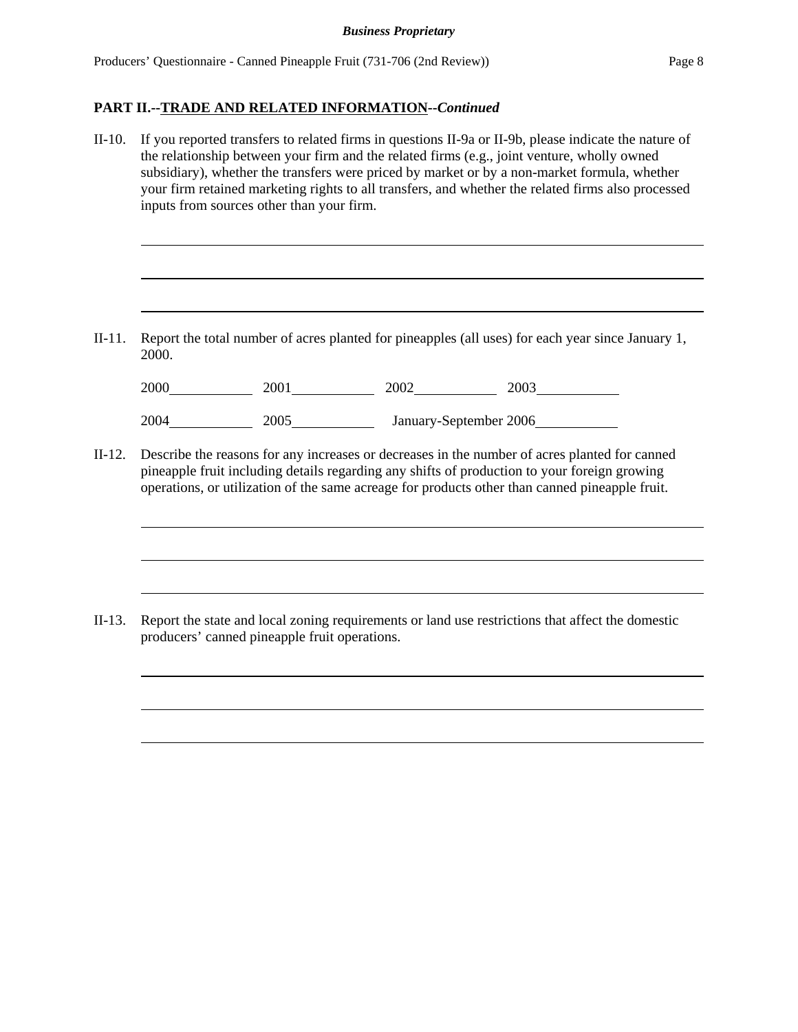**PART II.--TRADE AND RELATED INFORMATION--*Continued***

II-10. If you reported transfers to related firms in questions II-9a or II-9b, please indicate the nature of the relationship between your firm and the related firms (e.g., joint venture, wholly owned subsidiary), whether the transfers were priced by market or by a non-market formula, whether your firm retained marketing rights to all transfers, and whether the related firms also processed inputs from sources other than your firm.

\_\_\_\_\_\_\_\_\_\_\_\_\_\_\_\_\_\_\_\_\_\_\_\_\_\_\_\_\_\_\_\_\_\_\_\_\_\_\_\_\_\_\_\_\_\_\_\_\_\_\_\_\_\_\_\_\_\_\_\_\_\_\_\_\_\_\_\_\_\_\_\_

\_\_\_\_\_\_\_\_\_\_\_\_\_\_\_\_\_\_\_\_\_\_\_\_\_\_\_\_\_\_\_\_\_\_\_\_\_\_\_\_\_\_\_\_\_\_\_\_\_\_\_\_\_\_\_\_\_\_\_\_\_\_\_\_\_\_\_\_\_\_\_\_

\_\_\_\_\_\_\_\_\_\_\_\_\_\_\_\_\_\_\_\_\_\_\_\_\_\_\_\_\_\_\_\_\_\_\_\_\_\_\_\_\_\_\_\_\_\_\_\_\_\_\_\_\_\_\_\_\_\_\_\_\_\_\_\_\_\_\_\_\_\_\_\_

II-11. Report the total number of acres planted for pineapples (all uses) for each year since January 1, 2000.

2000\_\_\_\_\_\_\_\_\_\_ 2001\_\_\_\_\_\_\_\_\_\_ 2002\_\_\_\_\_\_\_\_\_\_ 2003\_\_\_\_\_\_\_\_\_\_

2004\_\_\_\_\_\_\_\_\_\_ 2005\_\_\_\_\_\_\_\_\_\_ January-September 2006\_\_\_\_\_\_\_\_\_\_

II-12. Describe the reasons for any increases or decreases in the number of acres planted for canned pineapple fruit including details regarding any shifts of production to your foreign growing operations, or utilization of the same acreage for products other than canned pineapple fruit.

\_\_\_\_\_\_\_\_\_\_\_\_\_\_\_\_\_\_\_\_\_\_\_\_\_\_\_\_\_\_\_\_\_\_\_\_\_\_\_\_\_\_\_\_\_\_\_\_\_\_\_\_\_\_\_\_\_\_\_\_\_\_\_\_\_\_\_\_\_\_\_\_

\_\_\_\_\_\_\_\_\_\_\_\_\_\_\_\_\_\_\_\_\_\_\_\_\_\_\_\_\_\_\_\_\_\_\_\_\_\_\_\_\_\_\_\_\_\_\_\_\_\_\_\_\_\_\_\_\_\_\_\_\_\_\_\_\_\_\_\_\_\_\_\_

\_\_\_\_\_\_\_\_\_\_\_\_\_\_\_\_\_\_\_\_\_\_\_\_\_\_\_\_\_\_\_\_\_\_\_\_\_\_\_\_\_\_\_\_\_\_\_\_\_\_\_\_\_\_\_\_\_\_\_\_\_\_\_\_\_\_\_\_\_\_\_\_

II-13. Report the state and local zoning requirements or land use restrictions that affect the domestic producers' canned pineapple fruit operations.

\_\_\_\_\_\_\_\_\_\_\_\_\_\_\_\_\_\_\_\_\_\_\_\_\_\_\_\_\_\_\_\_\_\_\_\_\_\_\_\_\_\_\_\_\_\_\_\_\_\_\_\_\_\_\_\_\_\_\_\_\_\_\_\_\_\_\_\_\_\_\_\_

\_\_\_\_\_\_\_\_\_\_\_\_\_\_\_\_\_\_\_\_\_\_\_\_\_\_\_\_\_\_\_\_\_\_\_\_\_\_\_\_\_\_\_\_\_\_\_\_\_\_\_\_\_\_\_\_\_\_\_\_\_\_\_\_\_\_\_\_\_\_\_\_

\_\_\_\_\_\_\_\_\_\_\_\_\_\_\_\_\_\_\_\_\_\_\_\_\_\_\_\_\_\_\_\_\_\_\_\_\_\_\_\_\_\_\_\_\_\_\_\_\_\_\_\_\_\_\_\_\_\_\_\_\_\_\_\_\_\_\_\_\_\_\_\_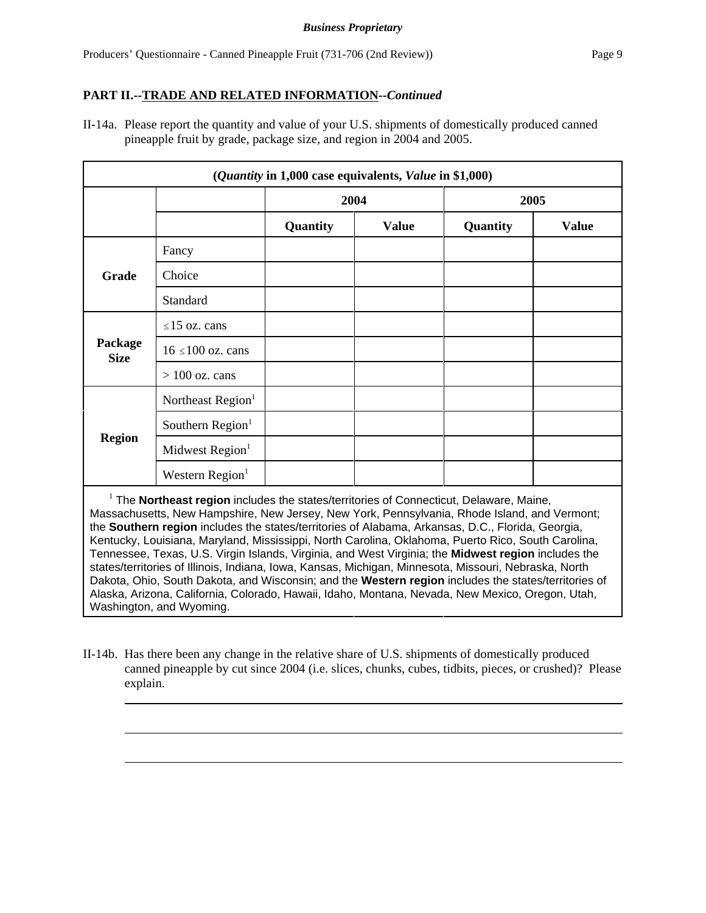**Business Proprietary**

Producers' Questionnaire - Canned Pineapple Fruit (731-706 (2nd Review))

## PART II.--TRADE AND RELATED INFORMATION--*Continued*

II-14a. Please report the quantity and value of your U.S. shipments of domestically produced canned pineapple fruit by grade, package size, and region in 2004 and 2005.

| (*Quantity* in 1,000 case equivalents, *Value* in $1,000) | | | | | |
|---|---|---|---|---|---|
| | | 2004 | | 2005 | |
| | | Quantity | Value | Quantity | Value |
| **Grade** | Fancy | | | | |
| | Choice | | | | |
| | Standard | | | | |
| **Package Size** | $\leq$15 oz. cans | | | | |
| | 16 $\leq$100 oz. cans | | | | |
| | > 100 oz. cans | | | | |
| **Region** | Northeast Region[1] | | | | |
| | Southern Region[1] | | | | |
| | Midwest Region[1] | | | | |
| | Western Region[1] | | | | |

[1] The **Northeast region** includes the states/territories of Connecticut, Delaware, Maine, Massachusetts, New Hampshire, New Jersey, New York, Pennsylvania, Rhode Island, and Vermont; the **Southern region** includes the states/territories of Alabama, Arkansas, D.C., Florida, Georgia, Kentucky, Louisiana, Maryland, Mississippi, North Carolina, Oklahoma, Puerto Rico, South Carolina, Tennessee, Texas, U.S. Virgin Islands, Virginia, and West Virginia; the **Midwest region** includes the states/territories of Illinois, Indiana, Iowa, Kansas, Michigan, Minnesota, Missouri, Nebraska, North Dakota, Ohio, South Dakota, and Wisconsin; and the **Western region** includes the states/territories of Alaska, Arizona, California, Colorado, Hawaii, Idaho, Montana, Nevada, New Mexico, Oregon, Utah, Washington, and Wyoming.

II-14b. Has there been any change in the relative share of U.S. shipments of domestically produced canned pineapple by cut since 2004 (i.e. slices, chunks, cubes, tidbits, pieces, or crushed)? Please explain.

______________________________________________________________________

______________________________________________________________________

______________________________________________________________________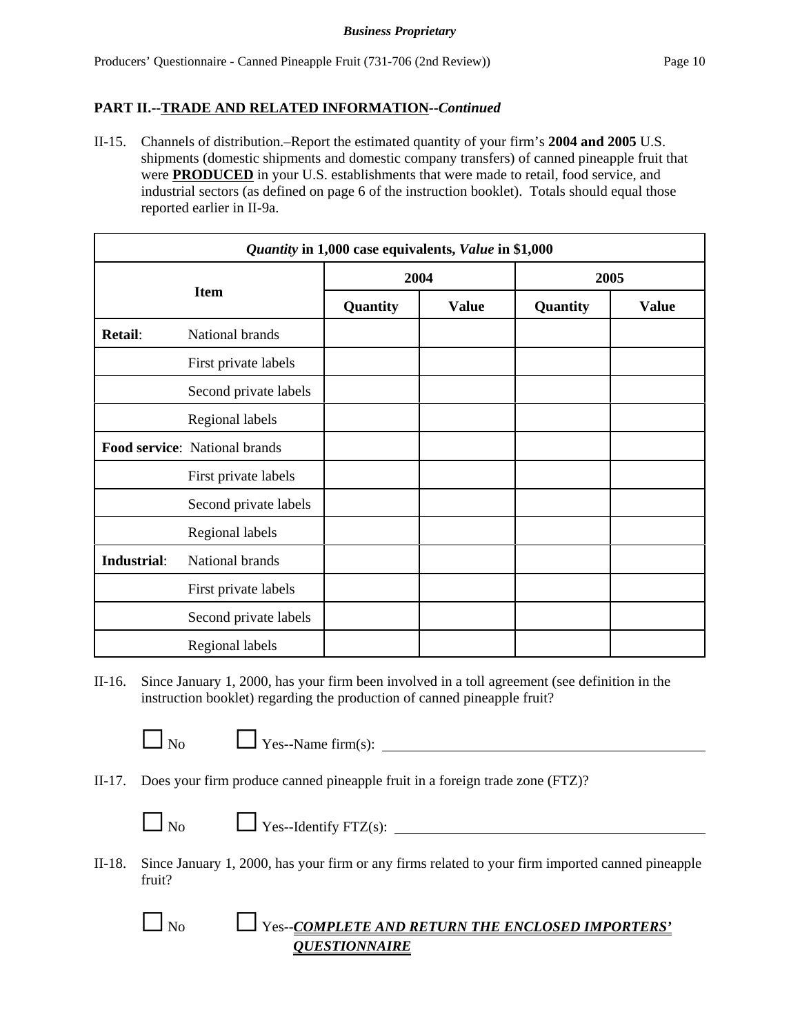## PART II.--TRADE AND RELATED INFORMATION--*Continued*

II-15. Channels of distribution.–Report the estimated quantity of your firm's **2004 and 2005** U.S. shipments (domestic shipments and domestic company transfers) of canned pineapple fruit that were **PRODUCED** in your U.S. establishments that were made to retail, food service, and industrial sectors (as defined on page 6 of the instruction booklet). Totals should equal those reported earlier in II-9a.

| *Quantity* in 1,000 case equivalents, *Value* in $1,000 | | | | | |
|---|---|---|---|---|---|
| Item | | 2004 | | 2005 | |
| | | Quantity | Value | Quantity | Value |
| **Retail**: | National brands | | | | |
| | First private labels | | | | |
| | Second private labels | | | | |
| | Regional labels | | | | |
| **Food service**: | National brands | | | | |
| | First private labels | | | | |
| | Second private labels | | | | |
| | Regional labels | | | | |
| **Industrial**: | National brands | | | | |
| | First private labels | | | | |
| | Second private labels | | | | |
| | Regional labels | | | | |

II-16. Since January 1, 2000, has your firm been involved in a toll agreement (see definition in the instruction booklet) regarding the production of canned pineapple fruit?

☐ No ☐ Yes--Name firm(s): ______________________

II-17. Does your firm produce canned pineapple fruit in a foreign trade zone (FTZ)?

☐ No ☐ Yes--Identify FTZ(s): ______________________

II-18. Since January 1, 2000, has your firm or any firms related to your firm imported canned pineapple fruit?

☐ No ☐ Yes--***COMPLETE AND RETURN THE ENCLOSED IMPORTERS' QUESTIONNAIRE***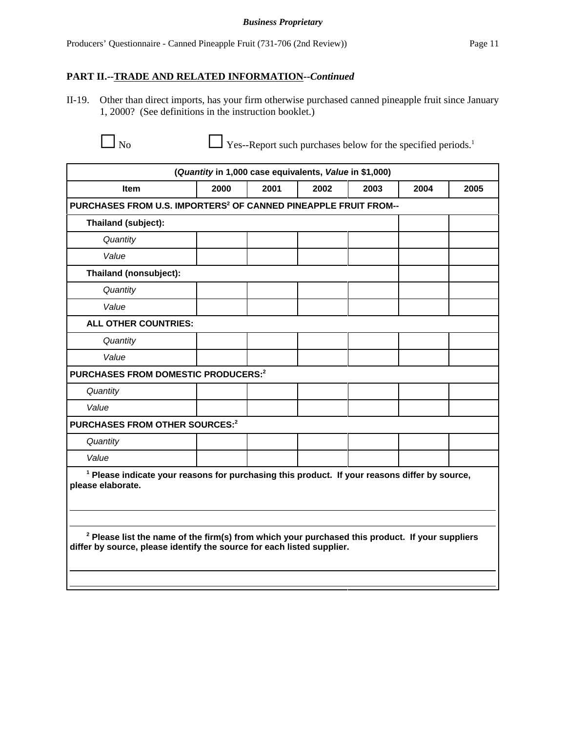**Business Proprietary**

## PART II.--TRADE AND RELATED INFORMATION--*Continued*

II-19. Other than direct imports, has your firm otherwise purchased canned pineapple fruit since January 1, 2000? (See definitions in the instruction booklet.)

☐ No ☐ Yes--Report such purchases below for the specified periods.[1]

| (*Quantity* in 1,000 case equivalents, *Value* in $1,000) | | | | | | |
|---|---|---|---|---|---|---|
| **Item** | **2000** | **2001** | **2002** | **2003** | **2004** | **2005** |
| **PURCHASES FROM U.S. IMPORTERS[2] OF CANNED PINEAPPLE FRUIT FROM--** | | | | | | |
| **Thailand (subject):** | | | | | | |
| *Quantity* | | | | | | |
| *Value* | | | | | | |
| **Thailand (nonsubject):** | | | | | | |
| *Quantity* | | | | | | |
| *Value* | | | | | | |
| **ALL OTHER COUNTRIES:** | | | | | | |
| *Quantity* | | | | | | |
| *Value* | | | | | | |
| **PURCHASES FROM DOMESTIC PRODUCERS:[2]** | | | | | | |
| *Quantity* | | | | | | |
| *Value* | | | | | | |
| **PURCHASES FROM OTHER SOURCES:[2]** | | | | | | |
| *Quantity* | | | | | | |
| *Value* | | | | | | |

**[1] Please indicate your reasons for purchasing this product. If your reasons differ by source, please elaborate.**

______________________________________________________________________

______________________________________________________________________

**[2] Please list the name of the firm(s) from which your purchased this product. If your suppliers differ by source, please identify the source for each listed supplier.**

______________________________________________________________________

______________________________________________________________________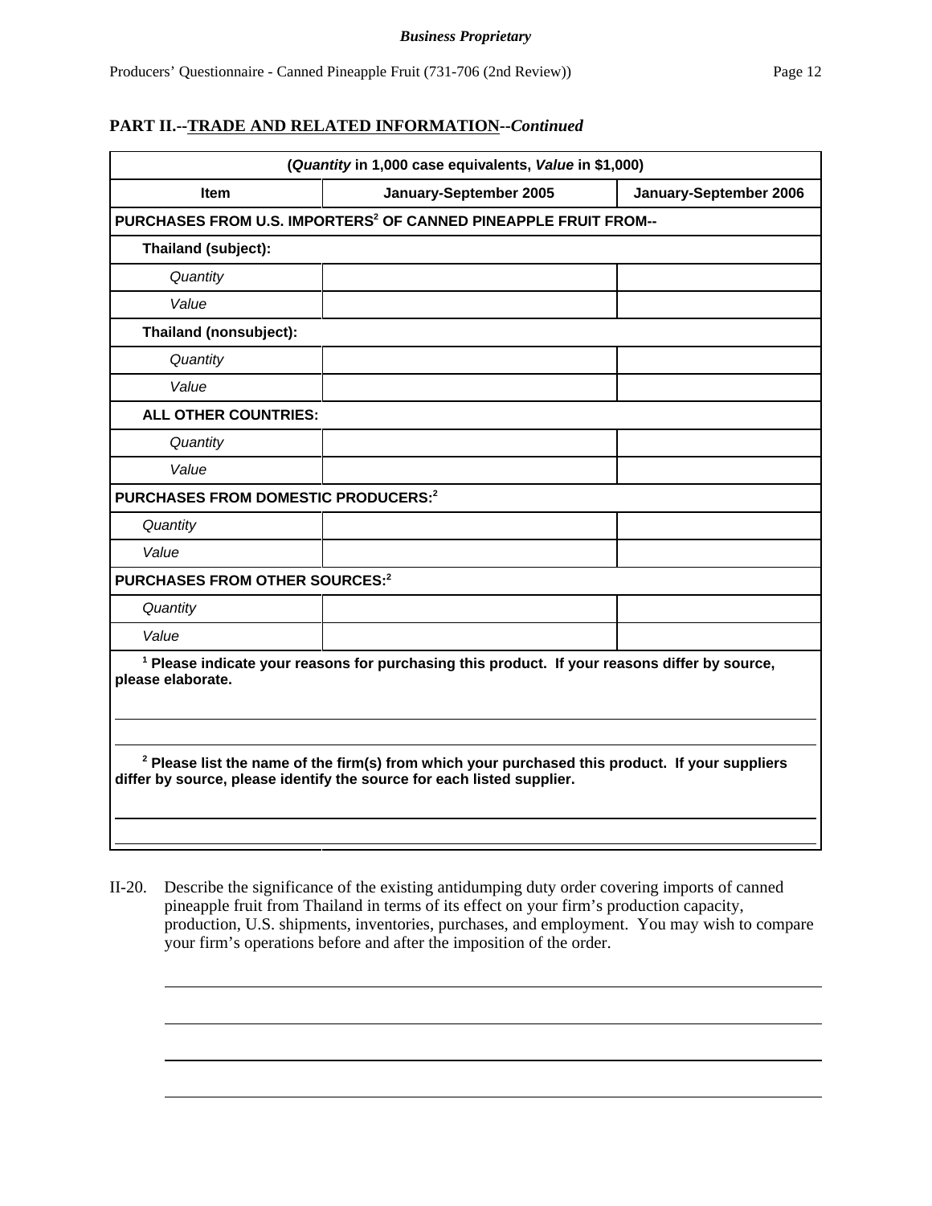**PART II.--TRADE AND RELATED INFORMATION--*Continued***

| (*Quantity* in 1,000 case equivalents, *Value* in $1,000) | | |
|---|---|---|
| **Item** | **January-September 2005** | **January-September 2006** |
| **PURCHASES FROM U.S. IMPORTERS[2] OF CANNED PINEAPPLE FRUIT FROM--** | | |
| **Thailand (subject):** | | |
| *Quantity* | | |
| *Value* | | |
| **Thailand (nonsubject):** | | |
| *Quantity* | | |
| *Value* | | |
| **ALL OTHER COUNTRIES:** | | |
| *Quantity* | | |
| *Value* | | |
| **PURCHASES FROM DOMESTIC PRODUCERS:[2]** | | |
| *Quantity* | | |
| *Value* | | |
| **PURCHASES FROM OTHER SOURCES:[2]** | | |
| *Quantity* | | |
| *Value* | | |

**[1] Please indicate your reasons for purchasing this product. If your reasons differ by source, please elaborate.**

______________________________________________________________________

______________________________________________________________________

**[2] Please list the name of the firm(s) from which your purchased this product. If your suppliers differ by source, please identify the source for each listed supplier.**

______________________________________________________________________

______________________________________________________________________

II-20. Describe the significance of the existing antidumping duty order covering imports of canned pineapple fruit from Thailand in terms of its effect on your firm's production capacity, production, U.S. shipments, inventories, purchases, and employment. You may wish to compare your firm's operations before and after the imposition of the order.

______________________________________________________________________

______________________________________________________________________

______________________________________________________________________

______________________________________________________________________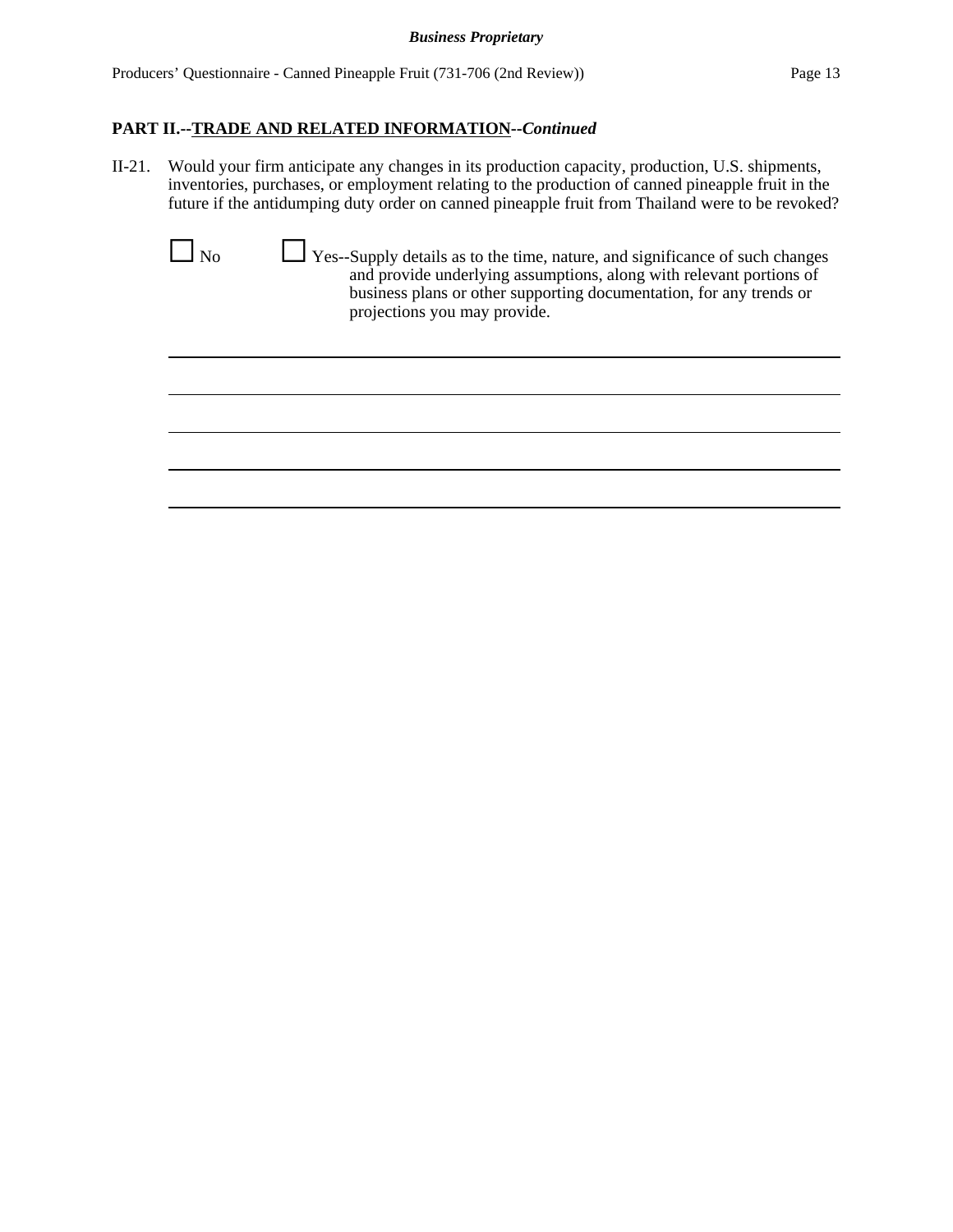## PART II.--TRADE AND RELATED INFORMATION--*Continued*

II-21. Would your firm anticipate any changes in its production capacity, production, U.S. shipments, inventories, purchases, or employment relating to the production of canned pineapple fruit in the future if the antidumping duty order on canned pineapple fruit from Thailand were to be revoked?

☐ No ☐ Yes--Supply details as to the time, nature, and significance of such changes and provide underlying assumptions, along with relevant portions of business plans or other supporting documentation, for any trends or projections you may provide.

______________________________________________________________________

______________________________________________________________________

______________________________________________________________________

______________________________________________________________________

______________________________________________________________________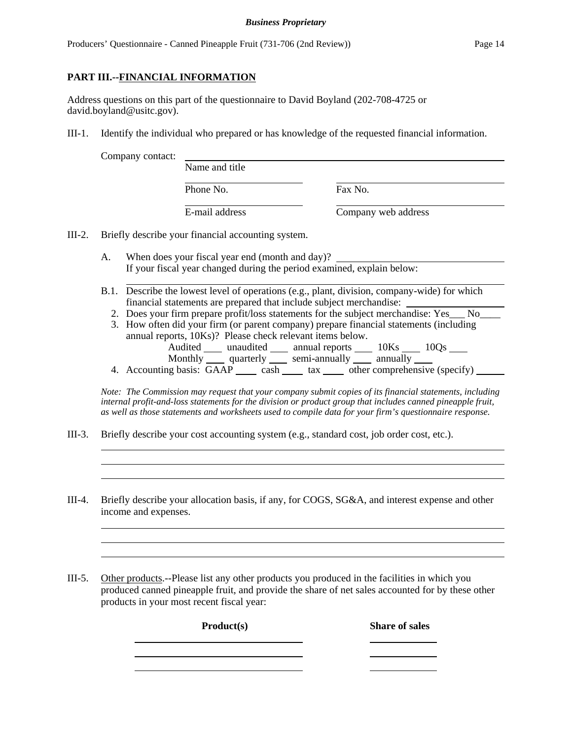## PART III.--FINANCIAL INFORMATION

Address questions on this part of the questionnaire to David Boyland (202-708-4725 or david.boyland@usitc.gov).

III-1. Identify the individual who prepared or has knowledge of the requested financial information.

Company contact: ______________________________
Name and title

______________ Phone No. ______________ Fax No.

______________ E-mail address ______________ Company web address

III-2. Briefly describe your financial accounting system.

A. When does your fiscal year end (month and day)? ______________
If your fiscal year changed during the period examined, explain below:
______________________________

B.1. Describe the lowest level of operations (e.g., plant, division, company-wide) for which financial statements are prepared that include subject merchandise: ______________

2. Does your firm prepare profit/loss statements for the subject merchandise: Yes___ No____

3. How often did your firm (or parent company) prepare financial statements (including annual reports, 10Ks)? Please check relevant items below.
Audited ___ unaudited ___ annual reports ___ 10Ks ___ 10Qs ___
Monthly ___ quarterly ___ semi-annually ___ annually ___

4. Accounting basis: GAAP ___ cash ___ tax ___ other comprehensive (specify) ___

*Note: The Commission may request that your company submit copies of its financial statements, including internal profit-and-loss statements for the division or product group that includes canned pineapple fruit, as well as those statements and worksheets used to compile data for your firm's questionnaire response.*

III-3. Briefly describe your cost accounting system (e.g., standard cost, job order cost, etc.).

______________________________
______________________________
______________________________

III-4. Briefly describe your allocation basis, if any, for COGS, SG&A, and interest expense and other income and expenses.

______________________________
______________________________
______________________________

III-5. Other products.--Please list any other products you produced in the facilities in which you produced canned pineapple fruit, and provide the share of net sales accounted for by these other products in your most recent fiscal year:

| Product(s) | Share of sales |
|---|---|
| | |
| | |
| | |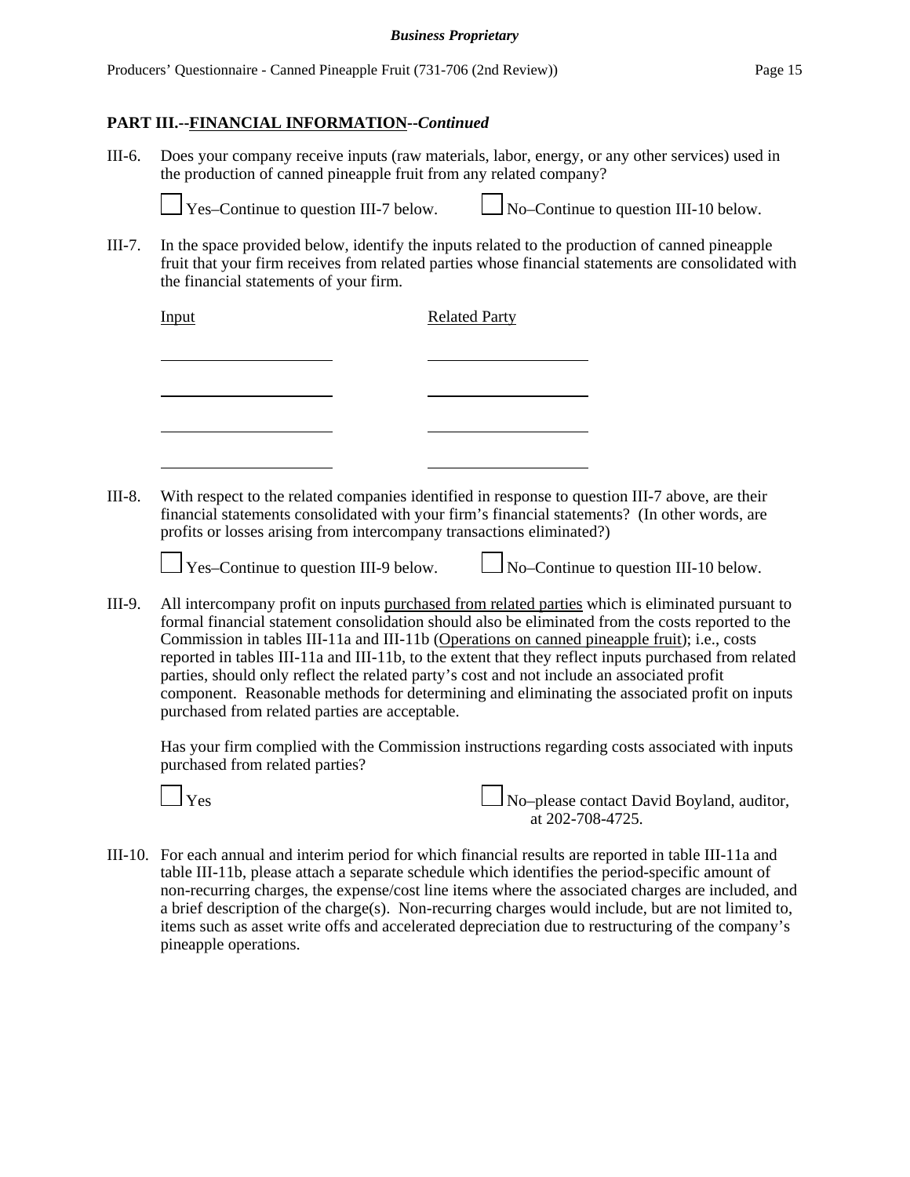**PART III.--FINANCIAL INFORMATION--*Continued***

III-6. Does your company receive inputs (raw materials, labor, energy, or any other services) used in the production of canned pineapple fruit from any related company?

☐ Yes–Continue to question III-7 below. ☐ No–Continue to question III-10 below.

III-7. In the space provided below, identify the inputs related to the production of canned pineapple fruit that your firm receives from related parties whose financial statements are consolidated with the financial statements of your firm.

| Input | Related Party |
|---|---|
| | |
| | |
| | |
| | |

III-8. With respect to the related companies identified in response to question III-7 above, are their financial statements consolidated with your firm's financial statements? (In other words, are profits or losses arising from intercompany transactions eliminated?)

☐ Yes–Continue to question III-9 below. ☐ No–Continue to question III-10 below.

III-9. All intercompany profit on inputs purchased from related parties which is eliminated pursuant to formal financial statement consolidation should also be eliminated from the costs reported to the Commission in tables III-11a and III-11b (Operations on canned pineapple fruit); i.e., costs reported in tables III-11a and III-11b, to the extent that they reflect inputs purchased from related parties, should only reflect the related party's cost and not include an associated profit component. Reasonable methods for determining and eliminating the associated profit on inputs purchased from related parties are acceptable.

Has your firm complied with the Commission instructions regarding costs associated with inputs purchased from related parties?

☐ Yes ☐ No–please contact David Boyland, auditor, at 202-708-4725.

III-10. For each annual and interim period for which financial results are reported in table III-11a and table III-11b, please attach a separate schedule which identifies the period-specific amount of non-recurring charges, the expense/cost line items where the associated charges are included, and a brief description of the charge(s). Non-recurring charges would include, but are not limited to, items such as asset write offs and accelerated depreciation due to restructuring of the company's pineapple operations.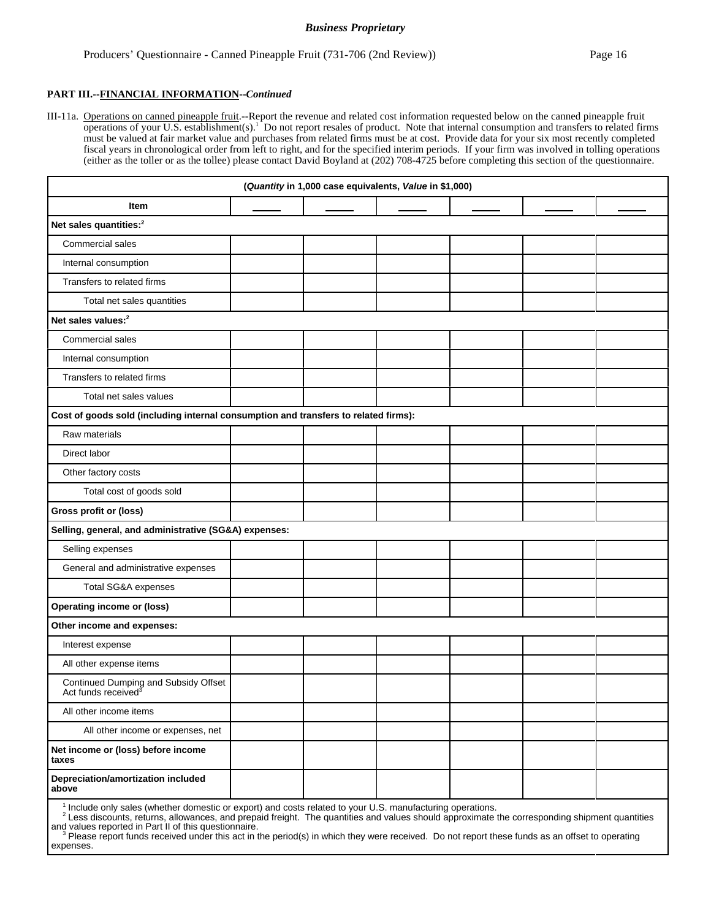***Business Proprietary***

**PART III.--FINANCIAL INFORMATION--*Continued***

III-11a. Operations on canned pineapple fruit.--Report the revenue and related cost information requested below on the canned pineapple fruit operations of your U.S. establishment(s).[1] Do not report resales of product. Note that internal consumption and transfers to related firms must be valued at fair market value and purchases from related firms must be at cost. Provide data for your six most recently completed fiscal years in chronological order from left to right, and for the specified interim periods. If your firm was involved in tolling operations (either as the toller or as the tollee) please contact David Boyland at (202) 708-4725 before completing this section of the questionnaire.

| (*Quantity* in 1,000 case equivalents, *Value* in $1,000) | | | | | | |
|---|---|---|---|---|---|---|
| **Item** | \_\_\_\_\_ | \_\_\_\_\_ | \_\_\_\_\_ | \_\_\_\_\_ | \_\_\_\_\_ | \_\_\_\_\_ |
| **Net sales quantities:**[2] | | | | | | |
| Commercial sales | | | | | | |
| Internal consumption | | | | | | |
| Transfers to related firms | | | | | | |
| Total net sales quantities | | | | | | |
| **Net sales values:**[2] | | | | | | |
| Commercial sales | | | | | | |
| Internal consumption | | | | | | |
| Transfers to related firms | | | | | | |
| Total net sales values | | | | | | |
| **Cost of goods sold (including internal consumption and transfers to related firms):** | | | | | | |
| Raw materials | | | | | | |
| Direct labor | | | | | | |
| Other factory costs | | | | | | |
| Total cost of goods sold | | | | | | |
| **Gross profit or (loss)** | | | | | | |
| **Selling, general, and administrative (SG&A) expenses:** | | | | | | |
| Selling expenses | | | | | | |
| General and administrative expenses | | | | | | |
| Total SG&A expenses | | | | | | |
| **Operating income or (loss)** | | | | | | |
| **Other income and expenses:** | | | | | | |
| Interest expense | | | | | | |
| All other expense items | | | | | | |
| Continued Dumping and Subsidy Offset Act funds received[3] | | | | | | |
| All other income items | | | | | | |
| All other income or expenses, net | | | | | | |
| **Net income or (loss) before income taxes** | | | | | | |
| **Depreciation/amortization included above** | | | | | | |

[1] Include only sales (whether domestic or export) and costs related to your U.S. manufacturing operations.
[2] Less discounts, returns, allowances, and prepaid freight. The quantities and values should approximate the corresponding shipment quantities and values reported in Part II of this questionnaire.
[3] Please report funds received under this act in the period(s) in which they were received. Do not report these funds as an offset to operating expenses.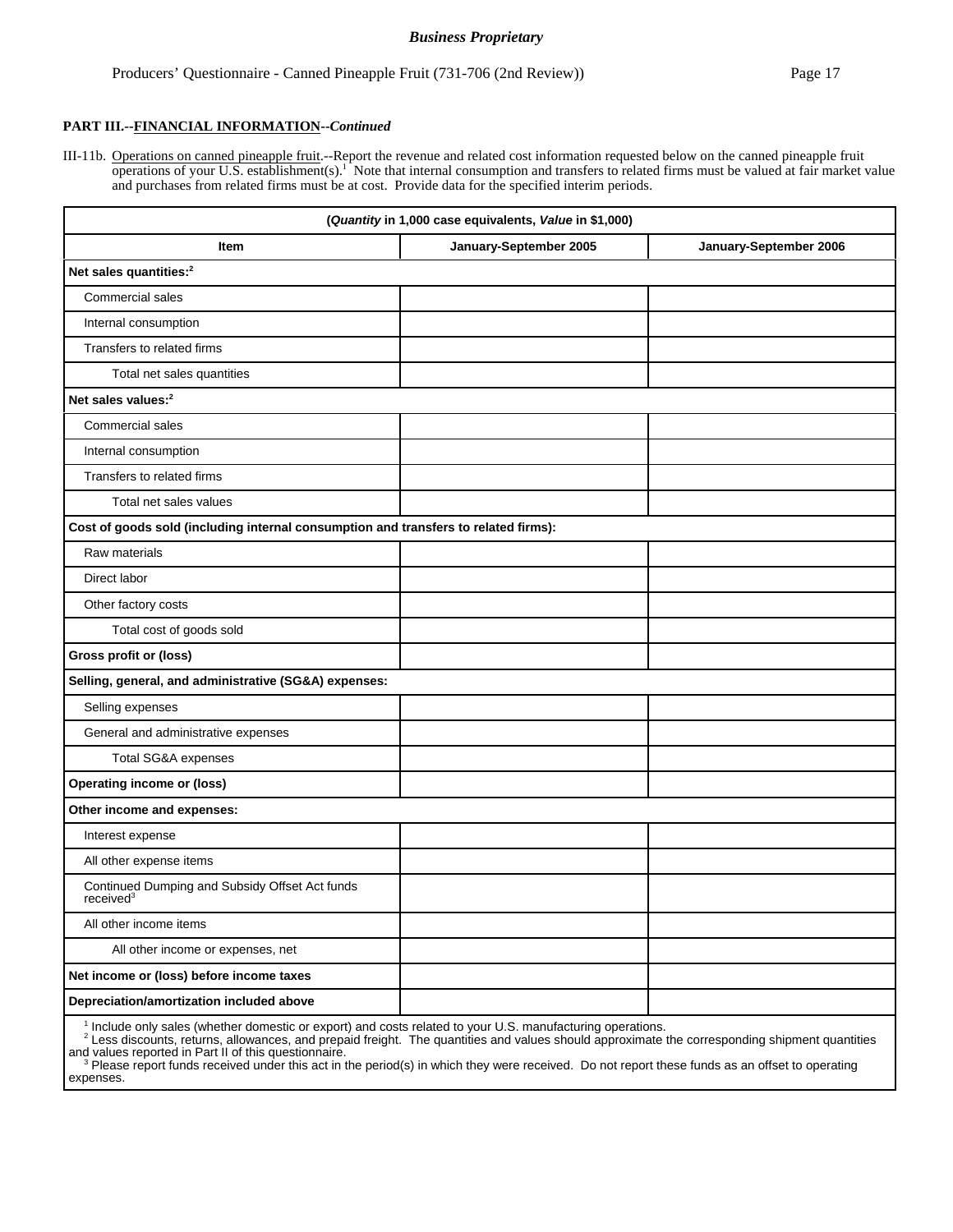**PART III.--FINANCIAL INFORMATION--*Continued***

III-11b. Operations on canned pineapple fruit.--Report the revenue and related cost information requested below on the canned pineapple fruit operations of your U.S. establishment(s).[1] Note that internal consumption and transfers to related firms must be valued at fair market value and purchases from related firms must be at cost. Provide data for the specified interim periods.

| (*Quantity* in 1,000 case equivalents, *Value* in $1,000) | | |
|---|---|---|
| **Item** | **January-September 2005** | **January-September 2006** |
| **Net sales quantities:**[2] | | |
| Commercial sales | | |
| Internal consumption | | |
| Transfers to related firms | | |
| Total net sales quantities | | |
| **Net sales values:**[2] | | |
| Commercial sales | | |
| Internal consumption | | |
| Transfers to related firms | | |
| Total net sales values | | |
| **Cost of goods sold (including internal consumption and transfers to related firms):** | | |
| Raw materials | | |
| Direct labor | | |
| Other factory costs | | |
| Total cost of goods sold | | |
| **Gross profit or (loss)** | | |
| **Selling, general, and administrative (SG&A) expenses:** | | |
| Selling expenses | | |
| General and administrative expenses | | |
| Total SG&A expenses | | |
| **Operating income or (loss)** | | |
| **Other income and expenses:** | | |
| Interest expense | | |
| All other expense items | | |
| Continued Dumping and Subsidy Offset Act funds received[3] | | |
| All other income items | | |
| All other income or expenses, net | | |
| **Net income or (loss) before income taxes** | | |
| **Depreciation/amortization included above** | | |

[1] Include only sales (whether domestic or export) and costs related to your U.S. manufacturing operations.
[2] Less discounts, returns, allowances, and prepaid freight. The quantities and values should approximate the corresponding shipment quantities and values reported in Part II of this questionnaire.
[3] Please report funds received under this act in the period(s) in which they were received. Do not report these funds as an offset to operating expenses.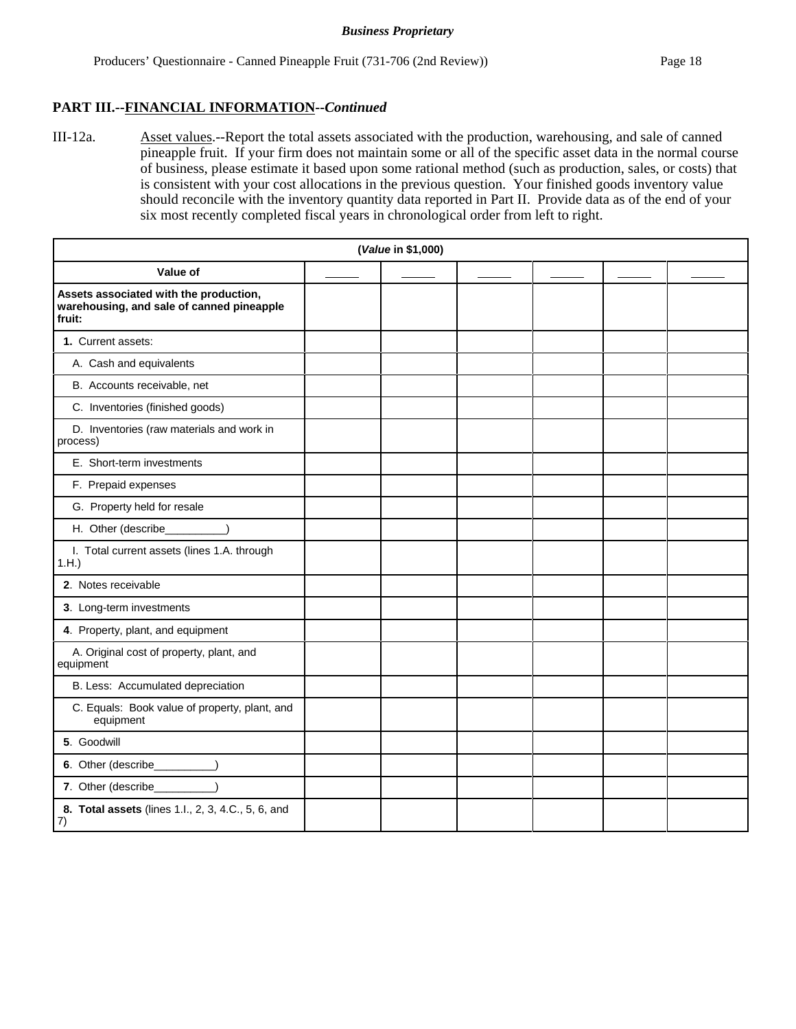**Business Proprietary**

## PART III.--FINANCIAL INFORMATION--*Continued*

III-12a. Asset values.--Report the total assets associated with the production, warehousing, and sale of canned pineapple fruit. If your firm does not maintain some or all of the specific asset data in the normal course of business, please estimate it based upon some rational method (such as production, sales, or costs) that is consistent with your cost allocations in the previous question. Your finished goods inventory value should reconcile with the inventory quantity data reported in Part II. Provide data as of the end of your six most recently completed fiscal years in chronological order from left to right.

| (*Value* in $1,000) | | | | | | |
|---|---|---|---|---|---|---|
| **Value of** | _____ | _____ | _____ | _____ | _____ | _____ |
| **Assets associated with the production, warehousing, and sale of canned pineapple fruit:** | | | | | | |
| **1.** Current assets: | | | | | | |
| A. Cash and equivalents | | | | | | |
| B. Accounts receivable, net | | | | | | |
| C. Inventories (finished goods) | | | | | | |
| D. Inventories (raw materials and work in process) | | | | | | |
| E. Short-term investments | | | | | | |
| F. Prepaid expenses | | | | | | |
| G. Property held for resale | | | | | | |
| H. Other (describe__________) | | | | | | |
| I. Total current assets (lines 1.A. through 1.H.) | | | | | | |
| **2**. Notes receivable | | | | | | |
| **3**. Long-term investments | | | | | | |
| **4**. Property, plant, and equipment | | | | | | |
| A. Original cost of property, plant, and equipment | | | | | | |
| B. Less: Accumulated depreciation | | | | | | |
| C. Equals: Book value of property, plant, and equipment | | | | | | |
| **5**. Goodwill | | | | | | |
| **6**. Other (describe__________) | | | | | | |
| **7**. Other (describe__________) | | | | | | |
| **8. Total assets** (lines 1.I., 2, 3, 4.C., 5, 6, and 7) | | | | | | |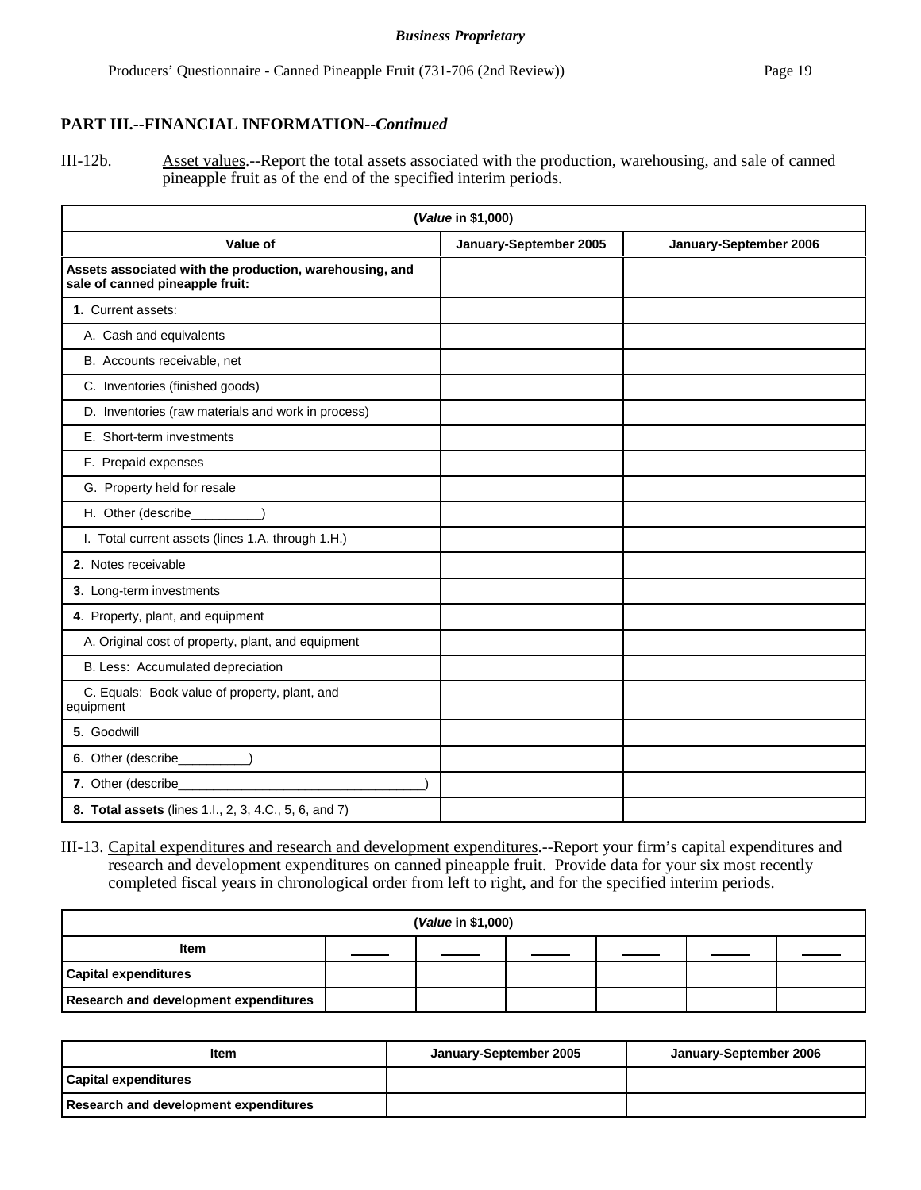**PART III.--FINANCIAL INFORMATION--*Continued***

III-12b. Asset values.--Report the total assets associated with the production, warehousing, and sale of canned pineapple fruit as of the end of the specified interim periods.

| (*Value* in $1,000) | | |
|---|---|---|
| **Value of** | **January-September 2005** | **January-September 2006** |
| **Assets associated with the production, warehousing, and sale of canned pineapple fruit:** | | |
| **1.** Current assets: | | |
| A. Cash and equivalents | | |
| B. Accounts receivable, net | | |
| C. Inventories (finished goods) | | |
| D. Inventories (raw materials and work in process) | | |
| E. Short-term investments | | |
| F. Prepaid expenses | | |
| G. Property held for resale | | |
| H. Other (describe__________) | | |
| I. Total current assets (lines 1.A. through 1.H.) | | |
| **2**. Notes receivable | | |
| **3**. Long-term investments | | |
| **4**. Property, plant, and equipment | | |
| A. Original cost of property, plant, and equipment | | |
| B. Less: Accumulated depreciation | | |
| C. Equals: Book value of property, plant, and equipment | | |
| **5**. Goodwill | | |
| **6**. Other (describe__________) | | |
| **7**. Other (describe___________________________________) | | |
| **8. Total assets** (lines 1.I., 2, 3, 4.C., 5, 6, and 7) | | |

III-13. Capital expenditures and research and development expenditures.--Report your firm's capital expenditures and research and development expenditures on canned pineapple fruit. Provide data for your six most recently completed fiscal years in chronological order from left to right, and for the specified interim periods.

| (*Value* in $1,000) | | | | | | |
|---|---|---|---|---|---|---|
| **Item** | _____ | _____ | _____ | _____ | _____ | _____ |
| **Capital expenditures** | | | | | | |
| **Research and development expenditures** | | | | | | |

| **Item** | **January-September 2005** | **January-September 2006** |
|---|---|---|
| **Capital expenditures** | | |
| **Research and development expenditures** | | |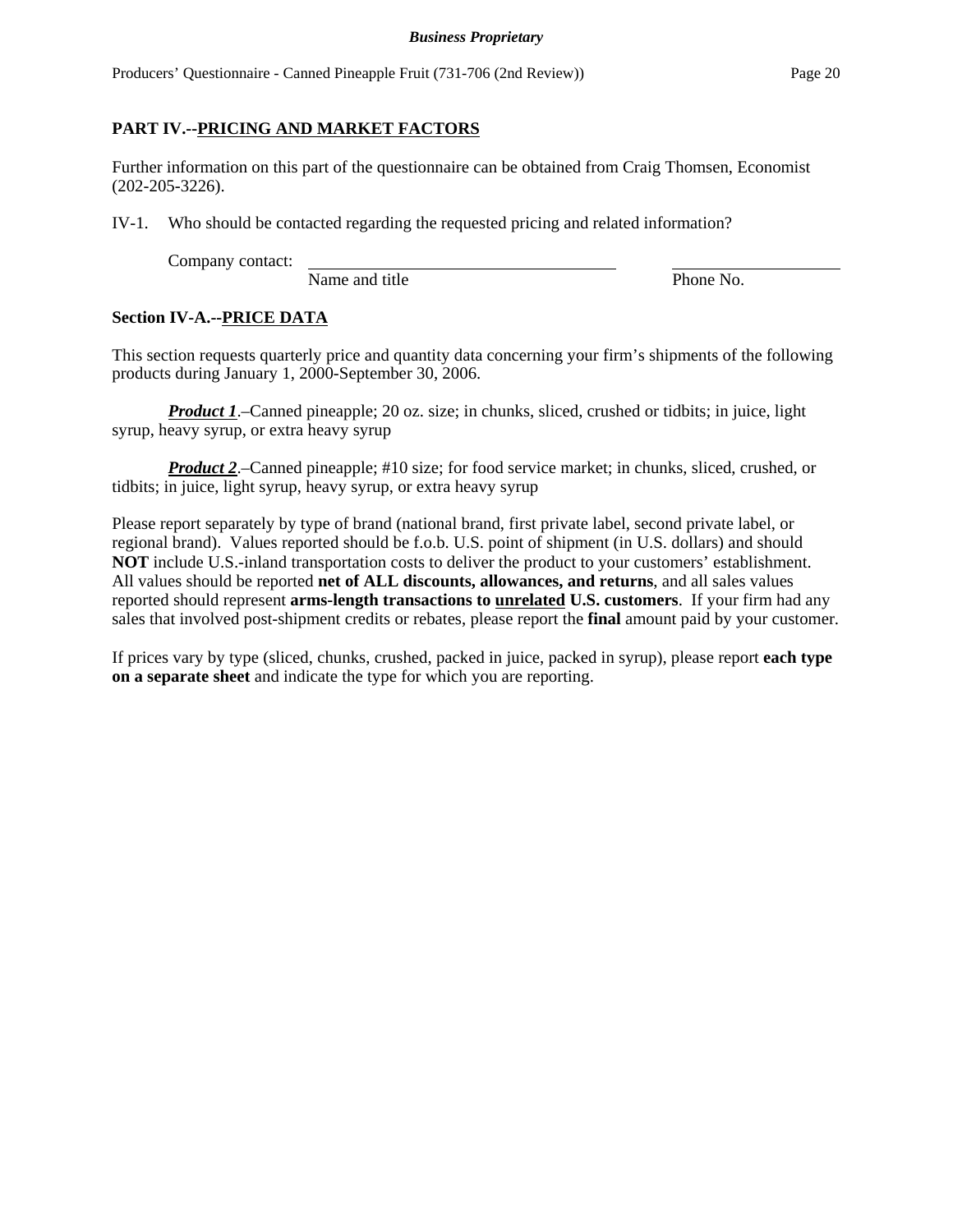## PART IV.--PRICING AND MARKET FACTORS

Further information on this part of the questionnaire can be obtained from Craig Thomsen, Economist (202-205-3226).

IV-1. Who should be contacted regarding the requested pricing and related information?

Company contact: ______________________________ ________________
Name and title Phone No.

### Section IV-A.--PRICE DATA

This section requests quarterly price and quantity data concerning your firm's shipments of the following products during January 1, 2000-September 30, 2006.

***Product 1***.–Canned pineapple; 20 oz. size; in chunks, sliced, crushed or tidbits; in juice, light syrup, heavy syrup, or extra heavy syrup

***Product 2***.–Canned pineapple; #10 size; for food service market; in chunks, sliced, crushed, or tidbits; in juice, light syrup, heavy syrup, or extra heavy syrup

Please report separately by type of brand (national brand, first private label, second private label, or regional brand). Values reported should be f.o.b. U.S. point of shipment (in U.S. dollars) and should **NOT** include U.S.-inland transportation costs to deliver the product to your customers' establishment. All values should be reported **net of ALL discounts, allowances, and returns**, and all sales values reported should represent **arms-length transactions to unrelated U.S. customers**. If your firm had any sales that involved post-shipment credits or rebates, please report the **final** amount paid by your customer.

If prices vary by type (sliced, chunks, crushed, packed in juice, packed in syrup), please report **each type on a separate sheet** and indicate the type for which you are reporting.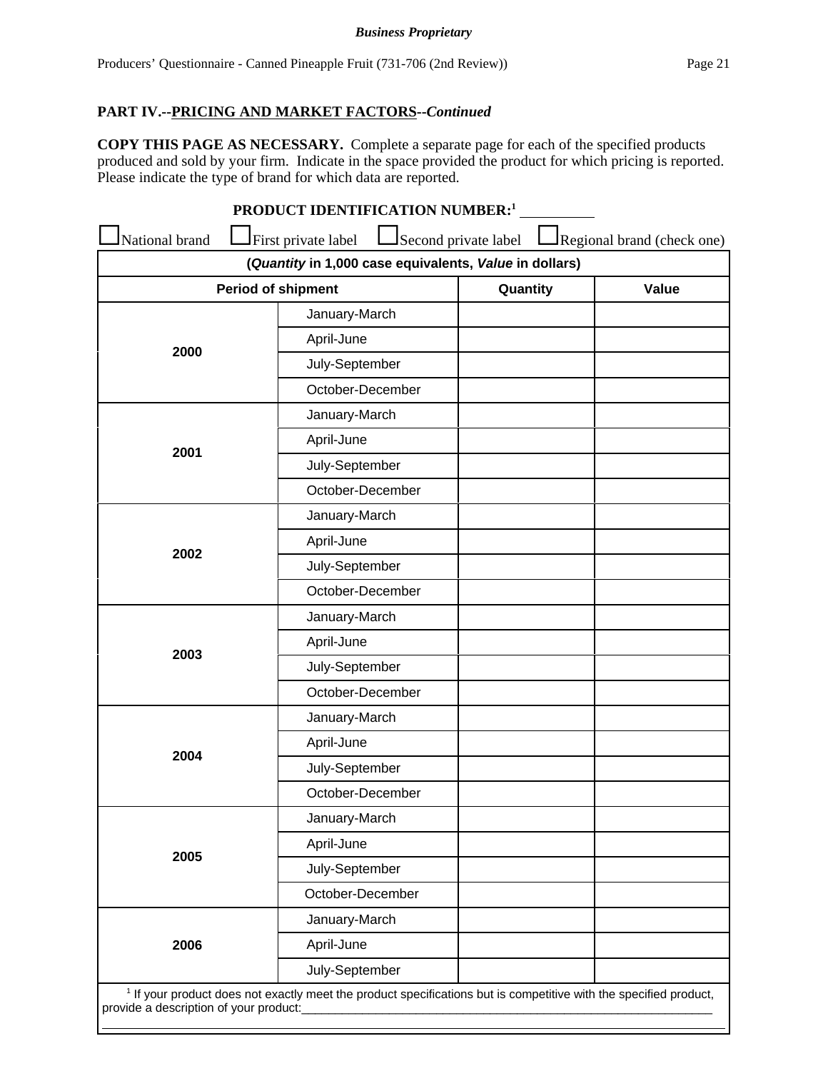**PART IV.--PRICING AND MARKET FACTORS--*Continued***

**COPY THIS PAGE AS NECESSARY.** Complete a separate page for each of the specified products produced and sold by your firm. Indicate in the space provided the product for which pricing is reported. Please indicate the type of brand for which data are reported.

**PRODUCT IDENTIFICATION NUMBER:**[1] __________

☐National brand ☐First private label ☐Second private label ☐Regional brand (check one)

| (*Quantity* in 1,000 case equivalents, *Value* in dollars) | | | |
|---|---|---|---|
| **Period of shipment** | | **Quantity** | **Value** |
| **2000** | January-March | | |
| | April-June | | |
| | July-September | | |
| | October-December | | |
| **2001** | January-March | | |
| | April-June | | |
| | July-September | | |
| | October-December | | |
| **2002** | January-March | | |
| | April-June | | |
| | July-September | | |
| | October-December | | |
| **2003** | January-March | | |
| | April-June | | |
| | July-September | | |
| | October-December | | |
| **2004** | January-March | | |
| | April-June | | |
| | July-September | | |
| | October-December | | |
| **2005** | January-March | | |
| | April-June | | |
| | July-September | | |
| | October-December | | |
| **2006** | January-March | | |
| | April-June | | |
| | July-September | | |

[1] If your product does not exactly meet the product specifications but is competitive with the specified product, provide a description of your product:________________________________________________________________

________________________________________________________________________________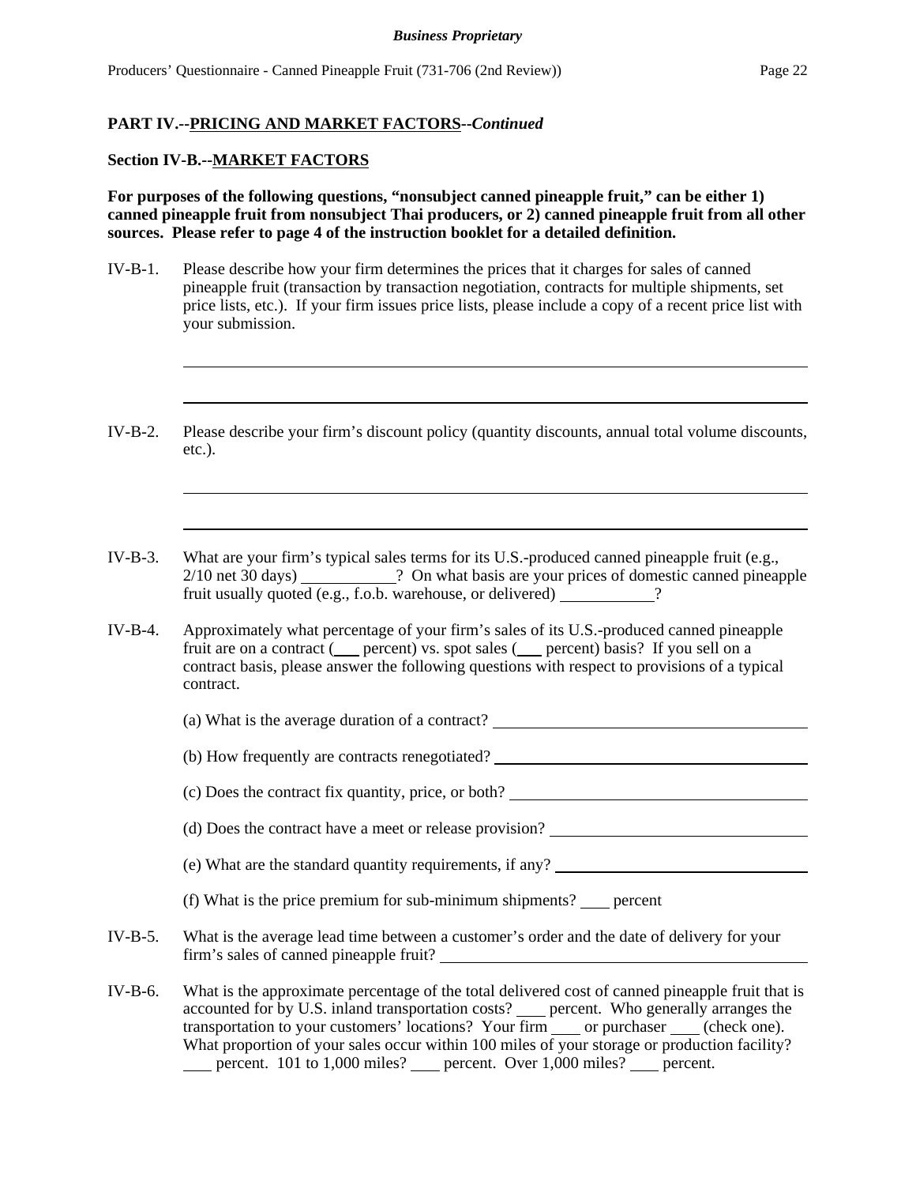**PART IV.--PRICING AND MARKET FACTORS--*Continued***

**Section IV-B.--MARKET FACTORS**

**For purposes of the following questions, "nonsubject canned pineapple fruit," can be either 1) canned pineapple fruit from nonsubject Thai producers, or 2) canned pineapple fruit from all other sources. Please refer to page 4 of the instruction booklet for a detailed definition.**

IV-B-1. Please describe how your firm determines the prices that it charges for sales of canned pineapple fruit (transaction by transaction negotiation, contracts for multiple shipments, set price lists, etc.). If your firm issues price lists, please include a copy of a recent price list with your submission.

______________________________________________________________________

______________________________________________________________________

IV-B-2. Please describe your firm's discount policy (quantity discounts, annual total volume discounts, etc.).

______________________________________________________________________

______________________________________________________________________

IV-B-3. What are your firm's typical sales terms for its U.S.-produced canned pineapple fruit (e.g., 2/10 net 30 days) ___________? On what basis are your prices of domestic canned pineapple fruit usually quoted (e.g., f.o.b. warehouse, or delivered) ___________?

IV-B-4. Approximately what percentage of your firm's sales of its U.S.-produced canned pineapple fruit are on a contract (___ percent) vs. spot sales (___ percent) basis? If you sell on a contract basis, please answer the following questions with respect to provisions of a typical contract.

(a) What is the average duration of a contract? ______________________

(b) How frequently are contracts renegotiated? ______________________

(c) Does the contract fix quantity, price, or both? ______________________

(d) Does the contract have a meet or release provision? ______________________

(e) What are the standard quantity requirements, if any? ______________________

(f) What is the price premium for sub-minimum shipments? ____ percent

IV-B-5. What is the average lead time between a customer's order and the date of delivery for your firm's sales of canned pineapple fruit? ______________________

IV-B-6. What is the approximate percentage of the total delivered cost of canned pineapple fruit that is accounted for by U.S. inland transportation costs? ____ percent. Who generally arranges the transportation to your customers' locations? Your firm ____ or purchaser ____ (check one). What proportion of your sales occur within 100 miles of your storage or production facility? ____ percent. 101 to 1,000 miles? ____ percent. Over 1,000 miles? ____ percent.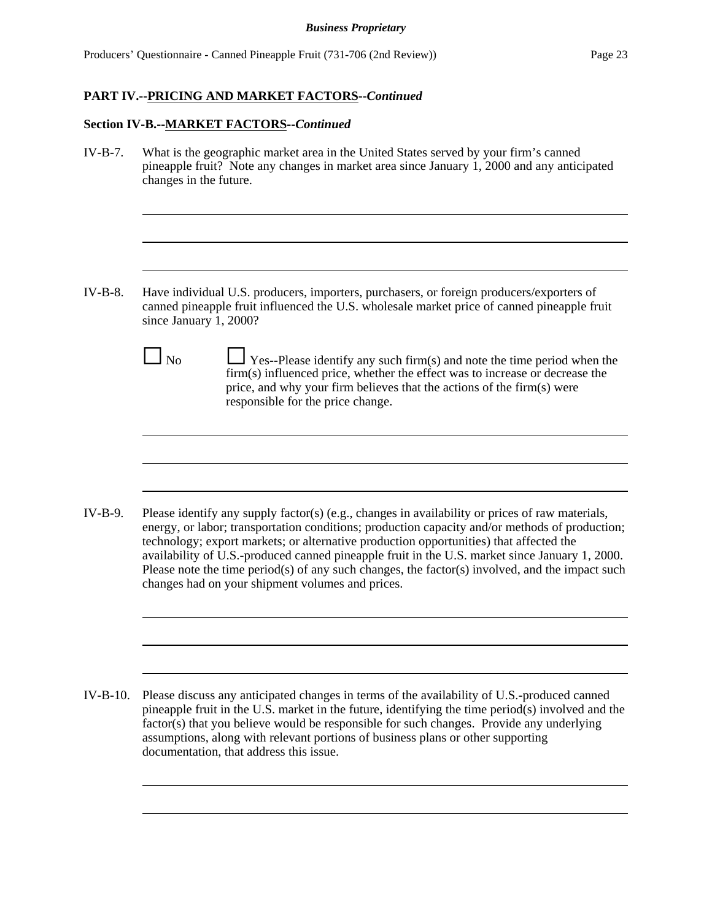**PART IV.--PRICING AND MARKET FACTORS--*Continued***

**Section IV-B.--MARKET FACTORS--*Continued***

IV-B-7. What is the geographic market area in the United States served by your firm's canned pineapple fruit? Note any changes in market area since January 1, 2000 and any anticipated changes in the future.

IV-B-8. Have individual U.S. producers, importers, purchasers, or foreign producers/exporters of canned pineapple fruit influenced the U.S. wholesale market price of canned pineapple fruit since January 1, 2000?

☐ No ☐ Yes--Please identify any such firm(s) and note the time period when the firm(s) influenced price, whether the effect was to increase or decrease the price, and why your firm believes that the actions of the firm(s) were responsible for the price change.

IV-B-9. Please identify any supply factor(s) (e.g., changes in availability or prices of raw materials, energy, or labor; transportation conditions; production capacity and/or methods of production; technology; export markets; or alternative production opportunities) that affected the availability of U.S.-produced canned pineapple fruit in the U.S. market since January 1, 2000. Please note the time period(s) of any such changes, the factor(s) involved, and the impact such changes had on your shipment volumes and prices.

IV-B-10. Please discuss any anticipated changes in terms of the availability of U.S.-produced canned pineapple fruit in the U.S. market in the future, identifying the time period(s) involved and the factor(s) that you believe would be responsible for such changes. Provide any underlying assumptions, along with relevant portions of business plans or other supporting documentation, that address this issue.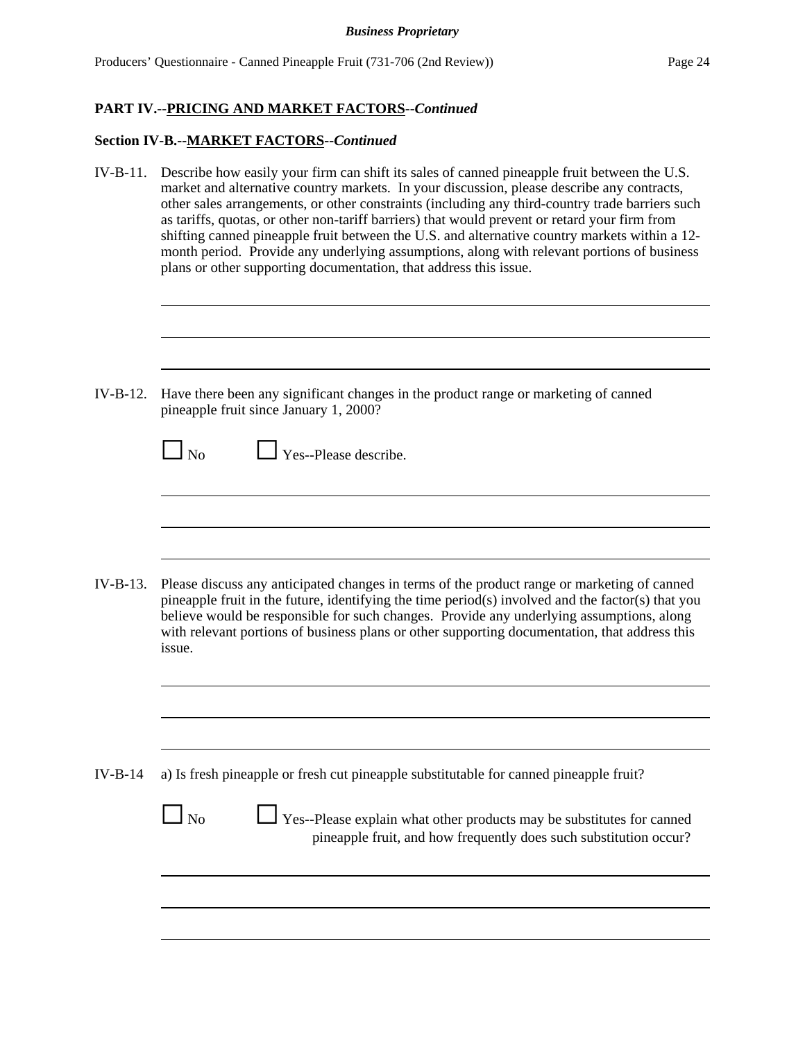## PART IV.--PRICING AND MARKET FACTORS--*Continued*

### Section IV-B.--MARKET FACTORS--*Continued*

IV-B-11. Describe how easily your firm can shift its sales of canned pineapple fruit between the U.S. market and alternative country markets. In your discussion, please describe any contracts, other sales arrangements, or other constraints (including any third-country trade barriers such as tariffs, quotas, or other non-tariff barriers) that would prevent or retard your firm from shifting canned pineapple fruit between the U.S. and alternative country markets within a 12-month period. Provide any underlying assumptions, along with relevant portions of business plans or other supporting documentation, that address this issue.

IV-B-12. Have there been any significant changes in the product range or marketing of canned pineapple fruit since January 1, 2000?

☐ No ☐ Yes--Please describe.

IV-B-13. Please discuss any anticipated changes in terms of the product range or marketing of canned pineapple fruit in the future, identifying the time period(s) involved and the factor(s) that you believe would be responsible for such changes. Provide any underlying assumptions, along with relevant portions of business plans or other supporting documentation, that address this issue.

IV-B-14 a) Is fresh pineapple or fresh cut pineapple substitutable for canned pineapple fruit?

☐ No ☐ Yes--Please explain what other products may be substitutes for canned pineapple fruit, and how frequently does such substitution occur?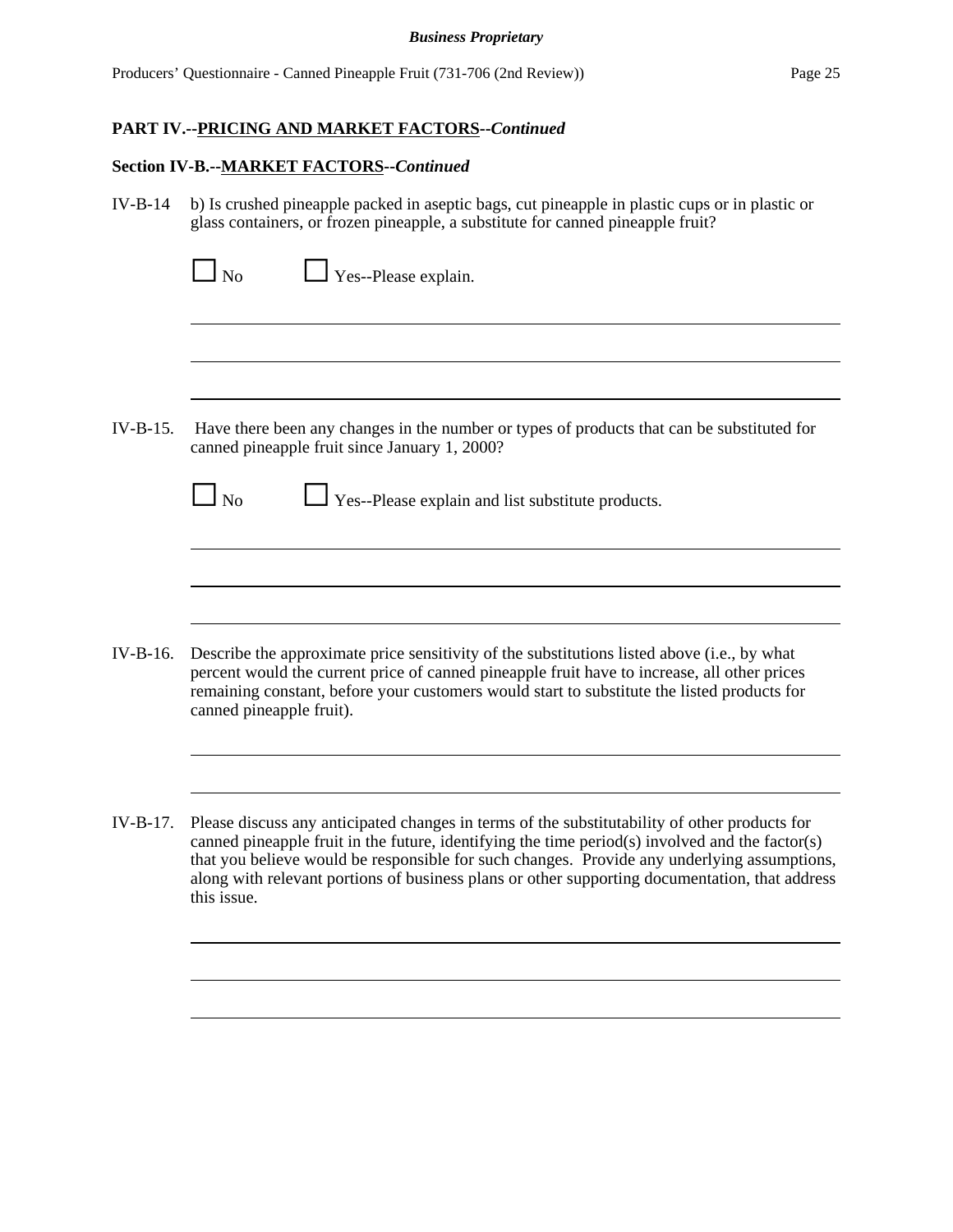**PART IV.--PRICING AND MARKET FACTORS--*Continued***

**Section IV-B.--MARKET FACTORS--*Continued***

IV-B-14 b) Is crushed pineapple packed in aseptic bags, cut pineapple in plastic cups or in plastic or glass containers, or frozen pineapple, a substitute for canned pineapple fruit?

☐ No ☐ Yes--Please explain.

IV-B-15. Have there been any changes in the number or types of products that can be substituted for canned pineapple fruit since January 1, 2000?

☐ No ☐ Yes--Please explain and list substitute products.

IV-B-16. Describe the approximate price sensitivity of the substitutions listed above (i.e., by what percent would the current price of canned pineapple fruit have to increase, all other prices remaining constant, before your customers would start to substitute the listed products for canned pineapple fruit).

IV-B-17. Please discuss any anticipated changes in terms of the substitutability of other products for canned pineapple fruit in the future, identifying the time period(s) involved and the factor(s) that you believe would be responsible for such changes. Provide any underlying assumptions, along with relevant portions of business plans or other supporting documentation, that address this issue.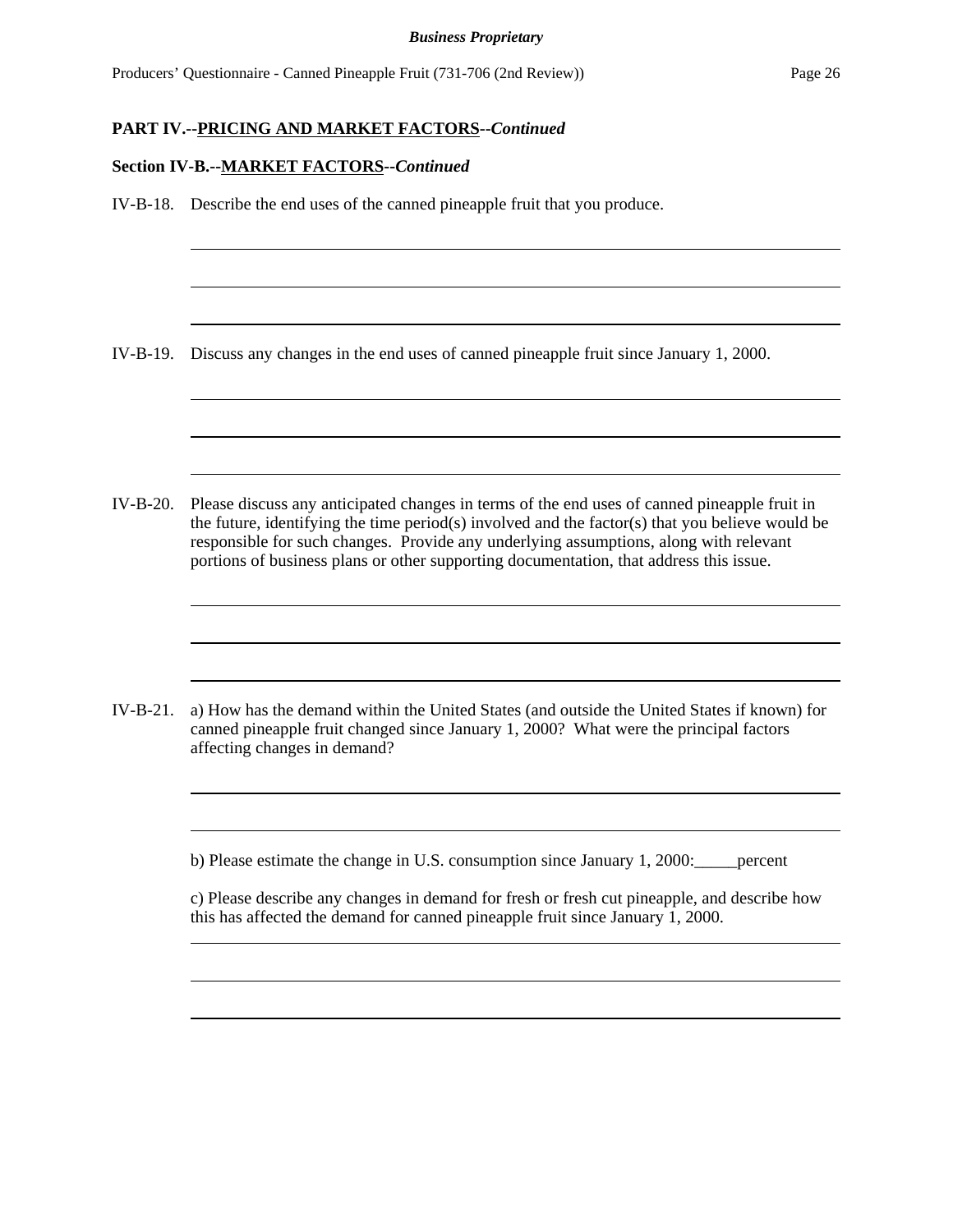## PART IV.--PRICING AND MARKET FACTORS--*Continued*

### Section IV-B.--MARKET FACTORS--*Continued*

IV-B-18. Describe the end uses of the canned pineapple fruit that you produce.

______________________________________________________________________

______________________________________________________________________

______________________________________________________________________

IV-B-19. Discuss any changes in the end uses of canned pineapple fruit since January 1, 2000.

______________________________________________________________________

______________________________________________________________________

______________________________________________________________________

IV-B-20. Please discuss any anticipated changes in terms of the end uses of canned pineapple fruit in the future, identifying the time period(s) involved and the factor(s) that you believe would be responsible for such changes. Provide any underlying assumptions, along with relevant portions of business plans or other supporting documentation, that address this issue.

______________________________________________________________________

______________________________________________________________________

______________________________________________________________________

IV-B-21. a) How has the demand within the United States (and outside the United States if known) for canned pineapple fruit changed since January 1, 2000? What were the principal factors affecting changes in demand?

______________________________________________________________________

______________________________________________________________________

b) Please estimate the change in U.S. consumption since January 1, 2000:_____percent

c) Please describe any changes in demand for fresh or fresh cut pineapple, and describe how this has affected the demand for canned pineapple fruit since January 1, 2000.

______________________________________________________________________

______________________________________________________________________

______________________________________________________________________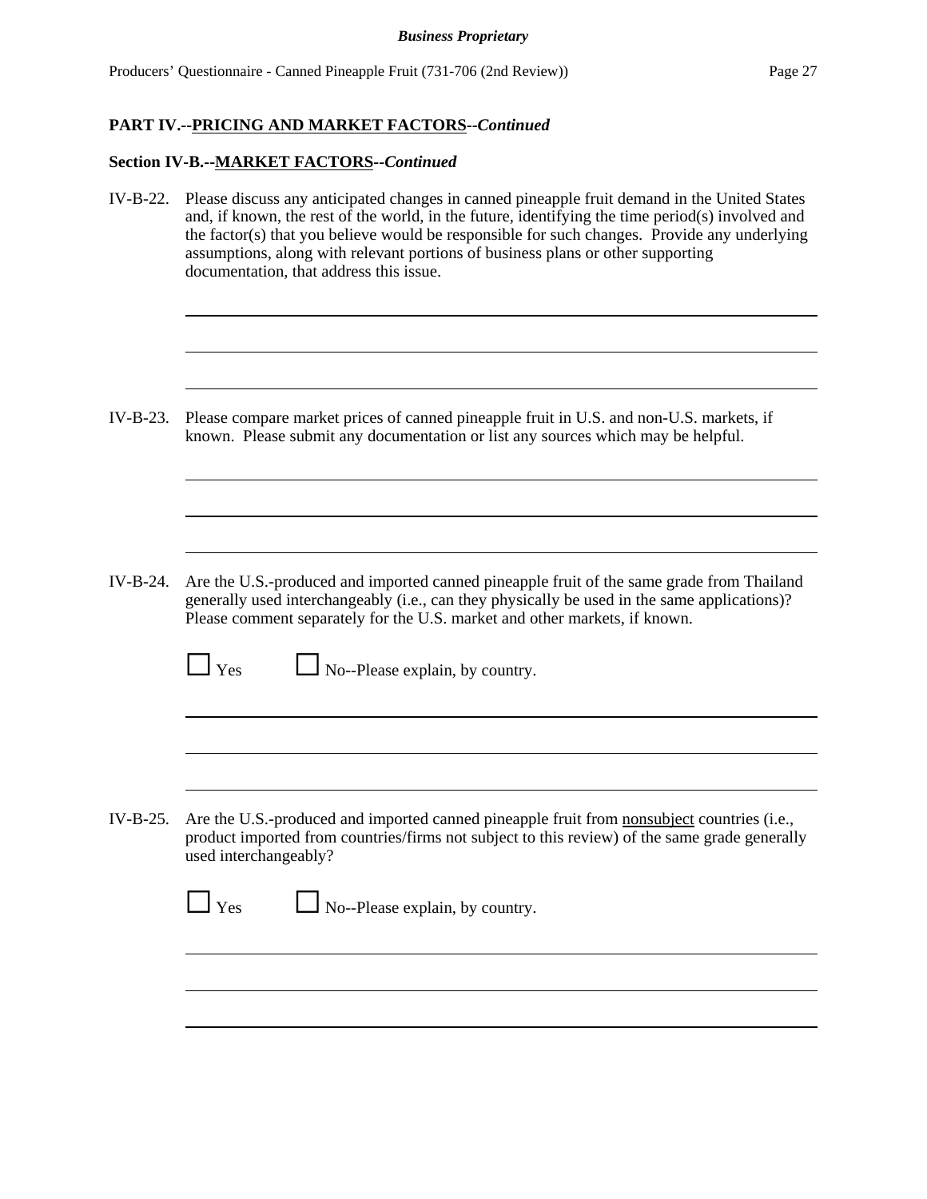**PART IV.--PRICING AND MARKET FACTORS--*Continued***

**Section IV-B.--MARKET FACTORS--*Continued***

IV-B-22. Please discuss any anticipated changes in canned pineapple fruit demand in the United States and, if known, the rest of the world, in the future, identifying the time period(s) involved and the factor(s) that you believe would be responsible for such changes. Provide any underlying assumptions, along with relevant portions of business plans or other supporting documentation, that address this issue.

IV-B-23. Please compare market prices of canned pineapple fruit in U.S. and non-U.S. markets, if known. Please submit any documentation or list any sources which may be helpful.

IV-B-24. Are the U.S.-produced and imported canned pineapple fruit of the same grade from Thailand generally used interchangeably (i.e., can they physically be used in the same applications)? Please comment separately for the U.S. market and other markets, if known.

☐ Yes ☐ No--Please explain, by country.

IV-B-25. Are the U.S.-produced and imported canned pineapple fruit from nonsubject countries (i.e., product imported from countries/firms not subject to this review) of the same grade generally used interchangeably?

☐ Yes ☐ No--Please explain, by country.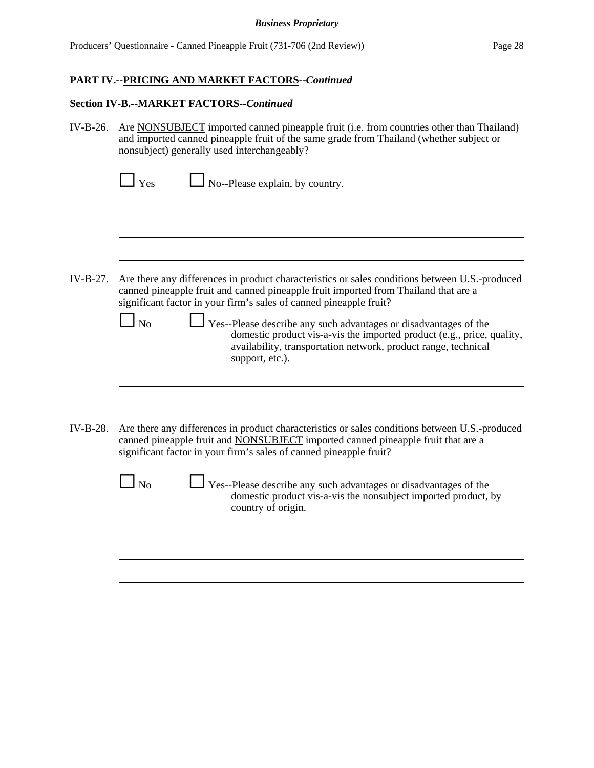**PART IV.--PRICING AND MARKET FACTORS--*Continued***

**Section IV-B.--MARKET FACTORS--*Continued***

IV-B-26. Are NONSUBJECT imported canned pineapple fruit (i.e. from countries other than Thailand) and imported canned pineapple fruit of the same grade from Thailand (whether subject or nonsubject) generally used interchangeably?

☐ Yes ☐ No--Please explain, by country.

______________________________________________________________________

______________________________________________________________________

______________________________________________________________________

IV-B-27. Are there any differences in product characteristics or sales conditions between U.S.-produced canned pineapple fruit and canned pineapple fruit imported from Thailand that are a significant factor in your firm's sales of canned pineapple fruit?

☐ No ☐ Yes--Please describe any such advantages or disadvantages of the domestic product vis-a-vis the imported product (e.g., price, quality, availability, transportation network, product range, technical support, etc.).

______________________________________________________________________

______________________________________________________________________

IV-B-28. Are there any differences in product characteristics or sales conditions between U.S.-produced canned pineapple fruit and NONSUBJECT imported canned pineapple fruit that are a significant factor in your firm's sales of canned pineapple fruit?

☐ No ☐ Yes--Please describe any such advantages or disadvantages of the domestic product vis-a-vis the nonsubject imported product, by country of origin.

______________________________________________________________________

______________________________________________________________________

______________________________________________________________________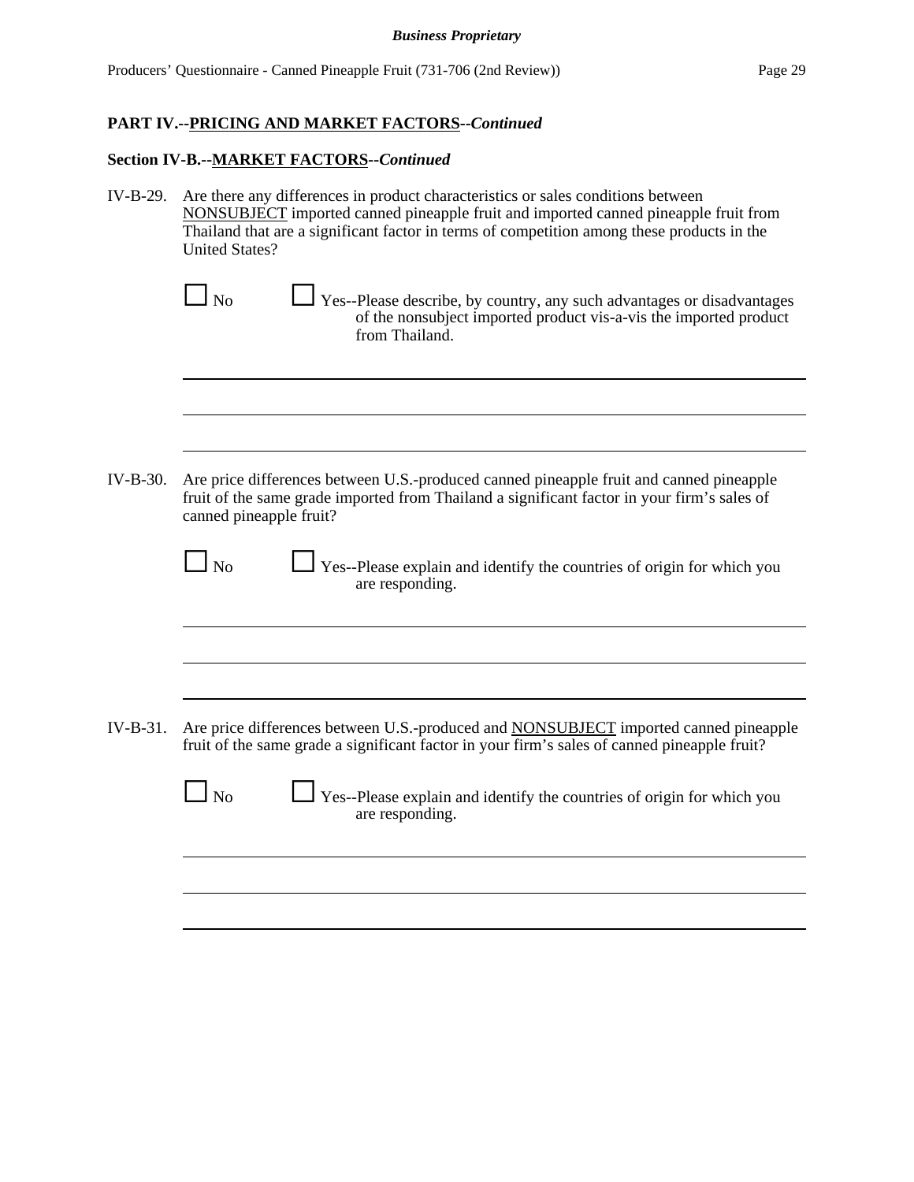## PART IV.--PRICING AND MARKET FACTORS--*Continued*

### Section IV-B.--MARKET FACTORS--*Continued*

IV-B-29. Are there any differences in product characteristics or sales conditions between NONSUBJECT imported canned pineapple fruit and imported canned pineapple fruit from Thailand that are a significant factor in terms of competition among these products in the United States?

☐ No ☐ Yes--Please describe, by country, any such advantages or disadvantages of the nonsubject imported product vis-a-vis the imported product from Thailand.

______________________________________________________________________

______________________________________________________________________

______________________________________________________________________

IV-B-30. Are price differences between U.S.-produced canned pineapple fruit and canned pineapple fruit of the same grade imported from Thailand a significant factor in your firm's sales of canned pineapple fruit?

☐ No ☐ Yes--Please explain and identify the countries of origin for which you are responding.

______________________________________________________________________

______________________________________________________________________

______________________________________________________________________

IV-B-31. Are price differences between U.S.-produced and NONSUBJECT imported canned pineapple fruit of the same grade a significant factor in your firm's sales of canned pineapple fruit?

☐ No ☐ Yes--Please explain and identify the countries of origin for which you are responding.

______________________________________________________________________

______________________________________________________________________

______________________________________________________________________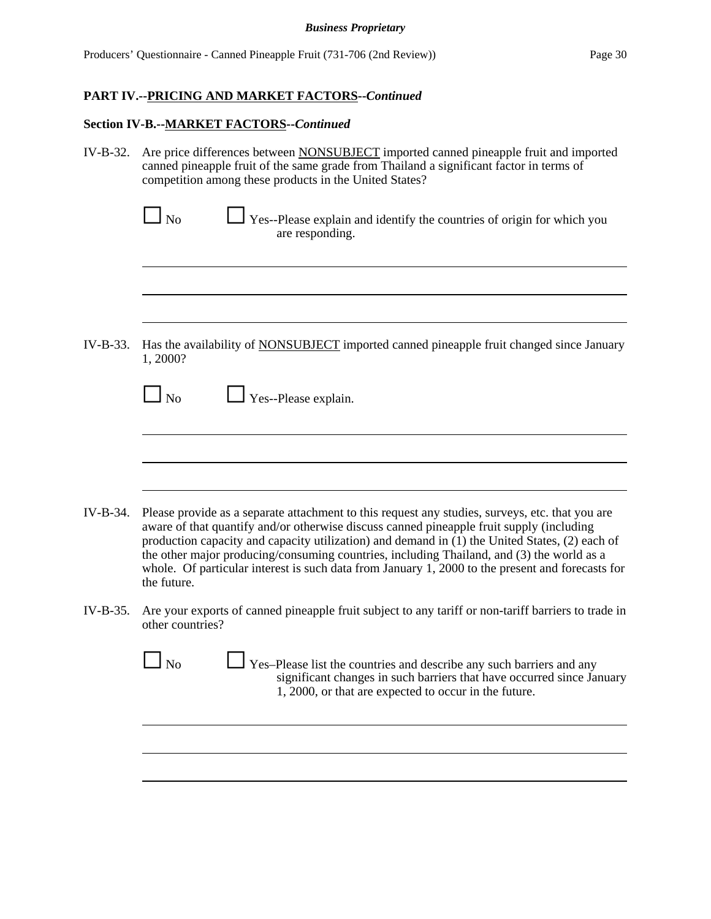## PART IV.--PRICING AND MARKET FACTORS--*Continued*

### Section IV-B.--MARKET FACTORS--*Continued*

IV-B-32. Are price differences between NONSUBJECT imported canned pineapple fruit and imported canned pineapple fruit of the same grade from Thailand a significant factor in terms of competition among these products in the United States?

☐ No ☐ Yes--Please explain and identify the countries of origin for which you are responding.

IV-B-33. Has the availability of NONSUBJECT imported canned pineapple fruit changed since January 1, 2000?

☐ No ☐ Yes--Please explain.

IV-B-34. Please provide as a separate attachment to this request any studies, surveys, etc. that you are aware of that quantify and/or otherwise discuss canned pineapple fruit supply (including production capacity and capacity utilization) and demand in (1) the United States, (2) each of the other major producing/consuming countries, including Thailand, and (3) the world as a whole. Of particular interest is such data from January 1, 2000 to the present and forecasts for the future.

IV-B-35. Are your exports of canned pineapple fruit subject to any tariff or non-tariff barriers to trade in other countries?

☐ No ☐ Yes–Please list the countries and describe any such barriers and any significant changes in such barriers that have occurred since January 1, 2000, or that are expected to occur in the future.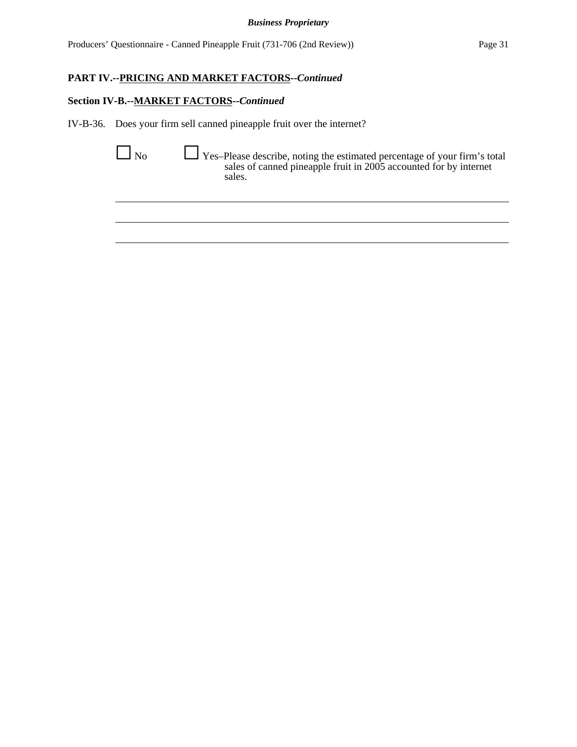## PART IV.--PRICING AND MARKET FACTORS--*Continued*

### Section IV-B.--MARKET FACTORS--*Continued*

IV-B-36. Does your firm sell canned pineapple fruit over the internet?

☐ No ☐ Yes–Please describe, noting the estimated percentage of your firm's total sales of canned pineapple fruit in 2005 accounted for by internet sales.

\_\_\_\_\_\_\_\_\_\_\_\_\_\_\_\_\_\_\_\_\_\_\_\_\_\_\_\_\_\_\_\_\_\_\_\_\_\_\_\_\_\_\_\_\_\_\_\_\_\_\_\_\_\_\_\_\_\_\_\_

\_\_\_\_\_\_\_\_\_\_\_\_\_\_\_\_\_\_\_\_\_\_\_\_\_\_\_\_\_\_\_\_\_\_\_\_\_\_\_\_\_\_\_\_\_\_\_\_\_\_\_\_\_\_\_\_\_\_\_\_

\_\_\_\_\_\_\_\_\_\_\_\_\_\_\_\_\_\_\_\_\_\_\_\_\_\_\_\_\_\_\_\_\_\_\_\_\_\_\_\_\_\_\_\_\_\_\_\_\_\_\_\_\_\_\_\_\_\_\_\_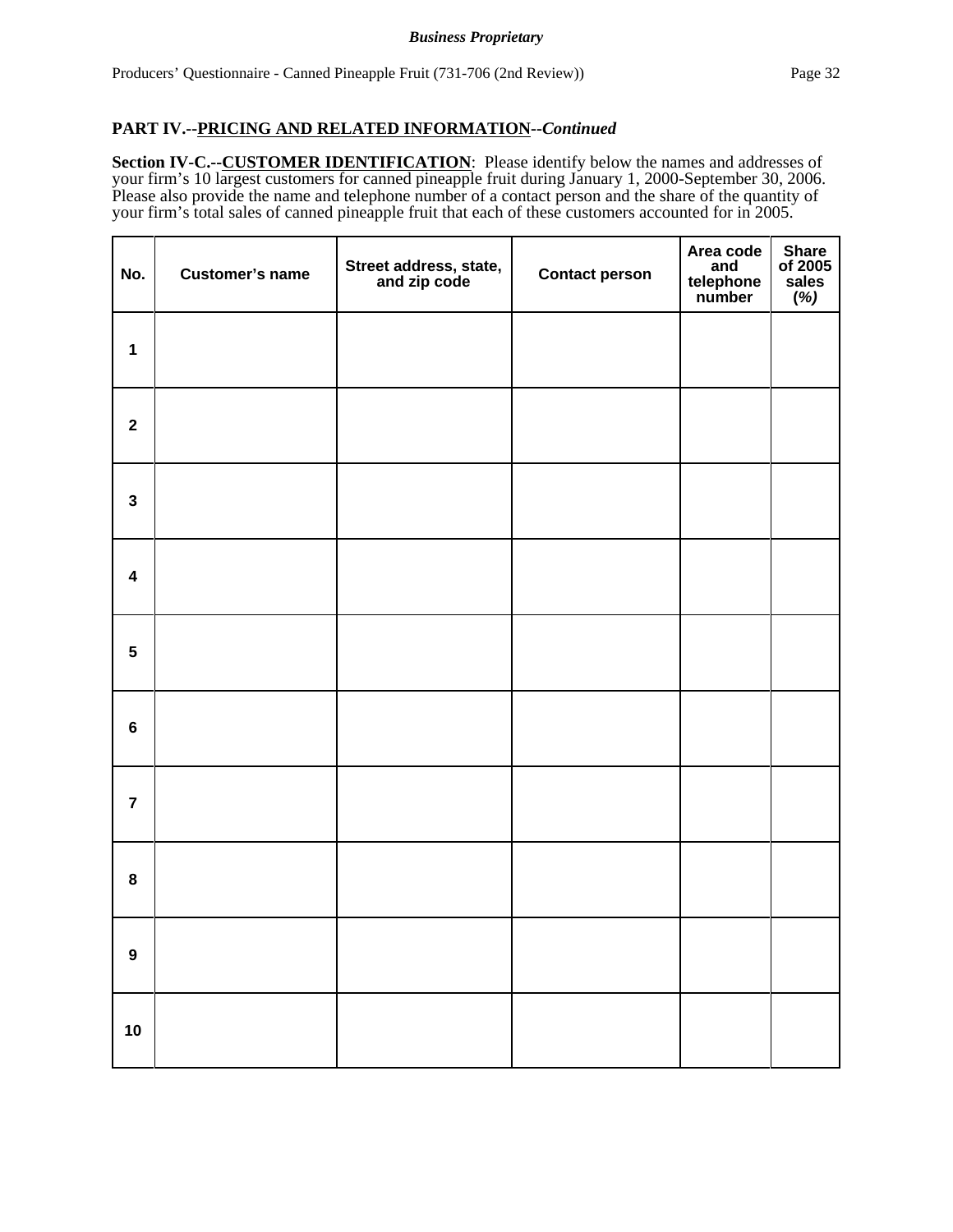**PART IV.--PRICING AND RELATED INFORMATION--*Continued***

**Section IV-C.--CUSTOMER IDENTIFICATION**: Please identify below the names and addresses of your firm's 10 largest customers for canned pineapple fruit during January 1, 2000-September 30, 2006. Please also provide the name and telephone number of a contact person and the share of the quantity of your firm's total sales of canned pineapple fruit that each of these customers accounted for in 2005.

| No. | Customer's name | Street address, state, and zip code | Contact person | Area code and telephone number | Share of 2005 sales *(%)* |
|---|---|---|---|---|---|
| 1 | | | | | |
| 2 | | | | | |
| 3 | | | | | |
| 4 | | | | | |
| 5 | | | | | |
| 6 | | | | | |
| 7 | | | | | |
| 8 | | | | | |
| 9 | | | | | |
| 10 | | | | | |